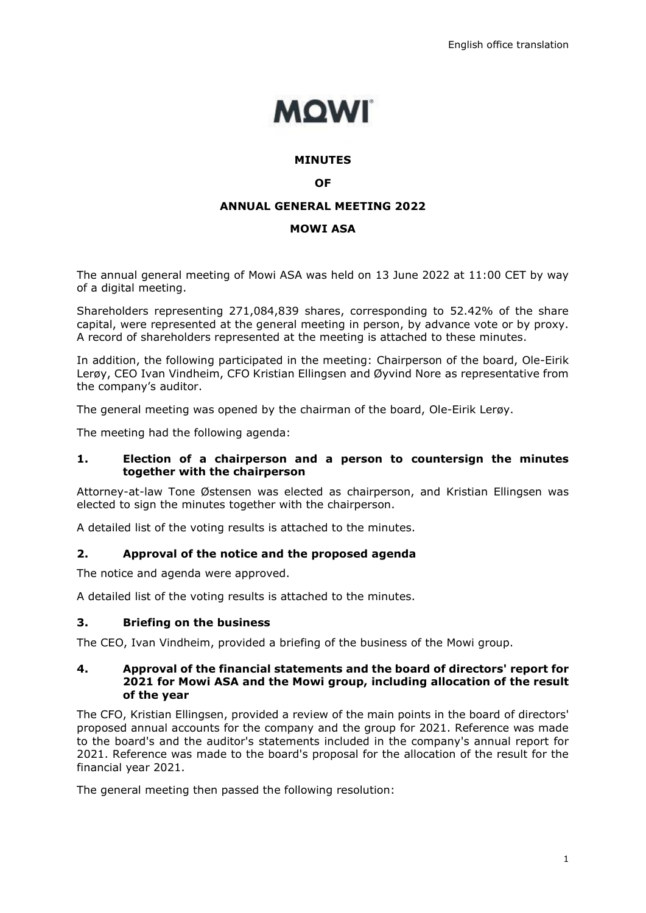English office translation

MOWI

**MINUTES**

**OF**

**ANNUAL GENERAL MEETING 2022**

**MOWI ASA**

The annual general meeting of Mowi ASA was held on 13 June 2022 at 11:00 CET by way of a digital meeting.

Shareholders representing 271,084,839 shares, corresponding to 52.42% of the share capital, were represented at the general meeting in person, by advance vote or by proxy. A record of shareholders represented at the meeting is attached to these minutes.

In addition, the following participated in the meeting: Chairperson of the board, Ole-Eirik Lerøy, CEO Ivan Vindheim, CFO Kristian Ellingsen and Øyvind Nore as representative from the company's auditor.

The general meeting was opened by the chairman of the board, Ole-Eirik Lerøy.

The meeting had the following agenda:

## 1. Election of a chairperson and a person to countersign the minutes together with the chairperson

Attorney-at-law Tone Østensen was elected as chairperson, and Kristian Ellingsen was elected to sign the minutes together with the chairperson.

A detailed list of the voting results is attached to the minutes.

## 2. Approval of the notice and the proposed agenda

The notice and agenda were approved.

A detailed list of the voting results is attached to the minutes.

## 3. Briefing on the business

The CEO, Ivan Vindheim, provided a briefing of the business of the Mowi group.

## 4. Approval of the financial statements and the board of directors' report for 2021 for Mowi ASA and the Mowi group, including allocation of the result of the year

The CFO, Kristian Ellingsen, provided a review of the main points in the board of directors' proposed annual accounts for the company and the group for 2021. Reference was made to the board's and the auditor's statements included in the company's annual report for 2021. Reference was made to the board's proposal for the allocation of the result for the financial year 2021.

The general meeting then passed the following resolution: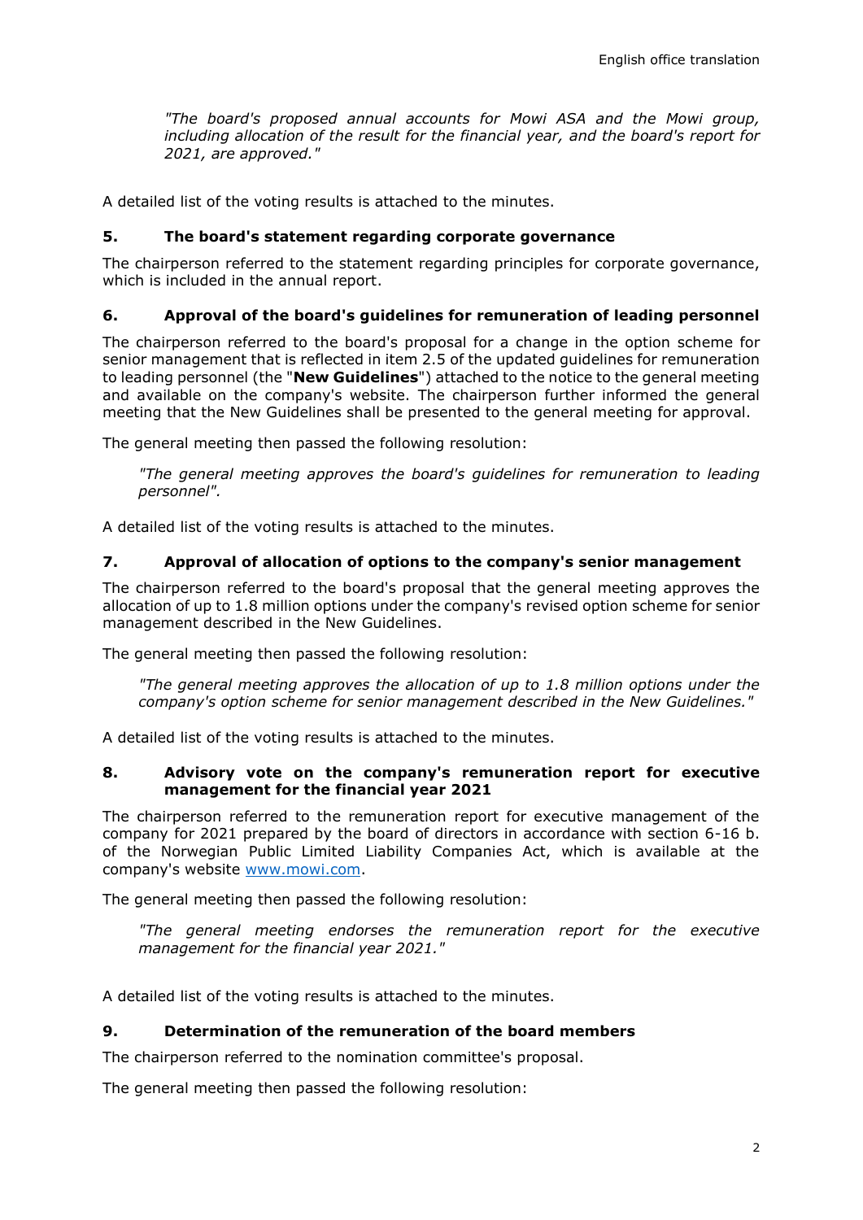*"The board's proposed annual accounts for Mowi ASA and the Mowi group, including allocation of the result for the financial year, and the board's report for 2021, are approved."*

A detailed list of the voting results is attached to the minutes.

## 5. The board's statement regarding corporate governance

The chairperson referred to the statement regarding principles for corporate governance, which is included in the annual report.

## 6. Approval of the board's guidelines for remuneration of leading personnel

The chairperson referred to the board's proposal for a change in the option scheme for senior management that is reflected in item 2.5 of the updated guidelines for remuneration to leading personnel (the "**New Guidelines**") attached to the notice to the general meeting and available on the company's website. The chairperson further informed the general meeting that the New Guidelines shall be presented to the general meeting for approval.

The general meeting then passed the following resolution:

*"The general meeting approves the board's guidelines for remuneration to leading personnel".*

A detailed list of the voting results is attached to the minutes.

## 7. Approval of allocation of options to the company's senior management

The chairperson referred to the board's proposal that the general meeting approves the allocation of up to 1.8 million options under the company's revised option scheme for senior management described in the New Guidelines.

The general meeting then passed the following resolution:

*"The general meeting approves the allocation of up to 1.8 million options under the company's option scheme for senior management described in the New Guidelines."*

A detailed list of the voting results is attached to the minutes.

## 8. Advisory vote on the company's remuneration report for executive management for the financial year 2021

The chairperson referred to the remuneration report for executive management of the company for 2021 prepared by the board of directors in accordance with section 6-16 b. of the Norwegian Public Limited Liability Companies Act, which is available at the company's website [www.mowi.com](www.mowi.com).

The general meeting then passed the following resolution:

*"The general meeting endorses the remuneration report for the executive management for the financial year 2021."*

A detailed list of the voting results is attached to the minutes.

## 9. Determination of the remuneration of the board members

The chairperson referred to the nomination committee's proposal.

The general meeting then passed the following resolution: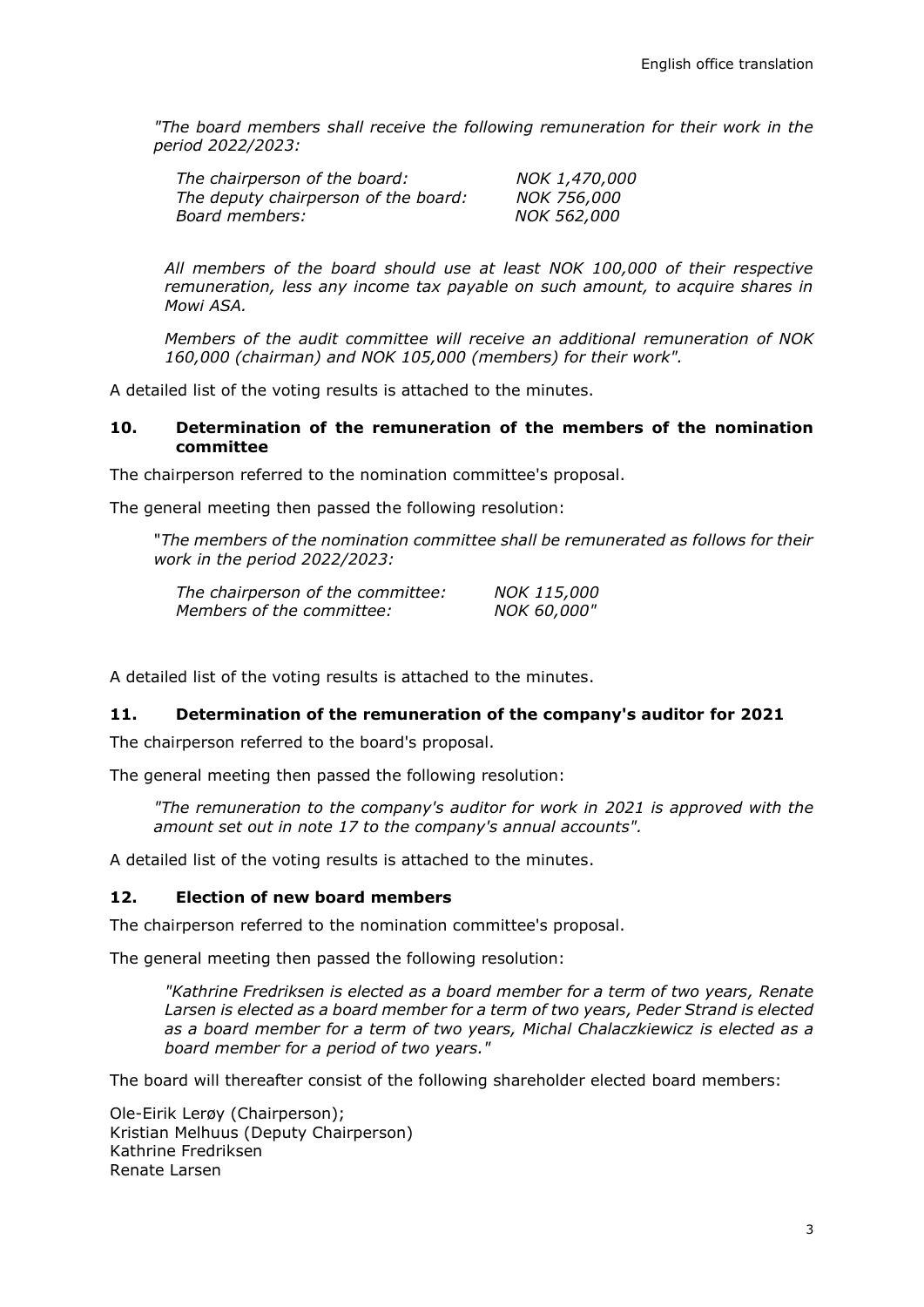*"The board members shall receive the following remuneration for their work in the period 2022/2023:*

| | |
|---|---|
| *The chairperson of the board:* | *NOK 1,470,000* |
| *The deputy chairperson of the board:* | *NOK 756,000* |
| *Board members:* | *NOK 562,000* |

*All members of the board should use at least NOK 100,000 of their respective remuneration, less any income tax payable on such amount, to acquire shares in Mowi ASA.*

*Members of the audit committee will receive an additional remuneration of NOK 160,000 (chairman) and NOK 105,000 (members) for their work".*

A detailed list of the voting results is attached to the minutes.

### 10. Determination of the remuneration of the members of the nomination committee

The chairperson referred to the nomination committee's proposal.

The general meeting then passed the following resolution:

"*The members of the nomination committee shall be remunerated as follows for their work in the period 2022/2023:*

| | |
|---|---|
| *The chairperson of the committee:* | *NOK 115,000* |
| *Members of the committee:* | *NOK 60,000"* |

A detailed list of the voting results is attached to the minutes.

### 11. Determination of the remuneration of the company's auditor for 2021

The chairperson referred to the board's proposal.

The general meeting then passed the following resolution:

*"The remuneration to the company's auditor for work in 2021 is approved with the amount set out in note 17 to the company's annual accounts".*

A detailed list of the voting results is attached to the minutes.

### 12. Election of new board members

The chairperson referred to the nomination committee's proposal.

The general meeting then passed the following resolution:

*"Kathrine Fredriksen is elected as a board member for a term of two years, Renate Larsen is elected as a board member for a term of two years, Peder Strand is elected as a board member for a term of two years, Michal Chalaczkiewicz is elected as a board member for a period of two years."*

The board will thereafter consist of the following shareholder elected board members:

Ole-Eirik Lerøy (Chairperson);
Kristian Melhuus (Deputy Chairperson)
Kathrine Fredriksen
Renate Larsen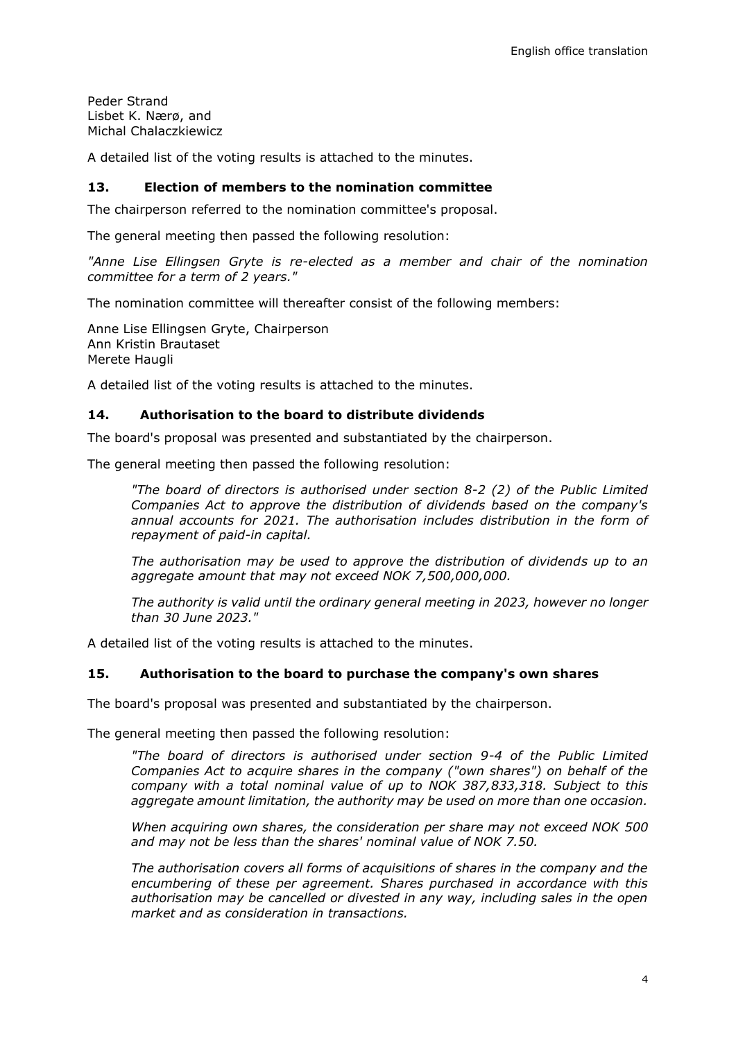Peder Strand  
Lisbet K. Nærø, and  
Michal Chalaczkiewicz

A detailed list of the voting results is attached to the minutes.

### 13. Election of members to the nomination committee

The chairperson referred to the nomination committee's proposal.

The general meeting then passed the following resolution:

*"Anne Lise Ellingsen Gryte is re-elected as a member and chair of the nomination committee for a term of 2 years."*

The nomination committee will thereafter consist of the following members:

Anne Lise Ellingsen Gryte, Chairperson  
Ann Kristin Brautaset  
Merete Haugli

A detailed list of the voting results is attached to the minutes.

### 14. Authorisation to the board to distribute dividends

The board's proposal was presented and substantiated by the chairperson.

The general meeting then passed the following resolution:

> *"The board of directors is authorised under section 8-2 (2) of the Public Limited Companies Act to approve the distribution of dividends based on the company's annual accounts for 2021. The authorisation includes distribution in the form of repayment of paid-in capital.*
>
> *The authorisation may be used to approve the distribution of dividends up to an aggregate amount that may not exceed NOK 7,500,000,000.*
>
> *The authority is valid until the ordinary general meeting in 2023, however no longer than 30 June 2023."*

A detailed list of the voting results is attached to the minutes.

### 15. Authorisation to the board to purchase the company's own shares

The board's proposal was presented and substantiated by the chairperson.

The general meeting then passed the following resolution:

> *"The board of directors is authorised under section 9-4 of the Public Limited Companies Act to acquire shares in the company ("own shares") on behalf of the company with a total nominal value of up to NOK 387,833,318. Subject to this aggregate amount limitation, the authority may be used on more than one occasion.*
>
> *When acquiring own shares, the consideration per share may not exceed NOK 500 and may not be less than the shares' nominal value of NOK 7.50.*
>
> *The authorisation covers all forms of acquisitions of shares in the company and the encumbering of these per agreement. Shares purchased in accordance with this authorisation may be cancelled or divested in any way, including sales in the open market and as consideration in transactions.*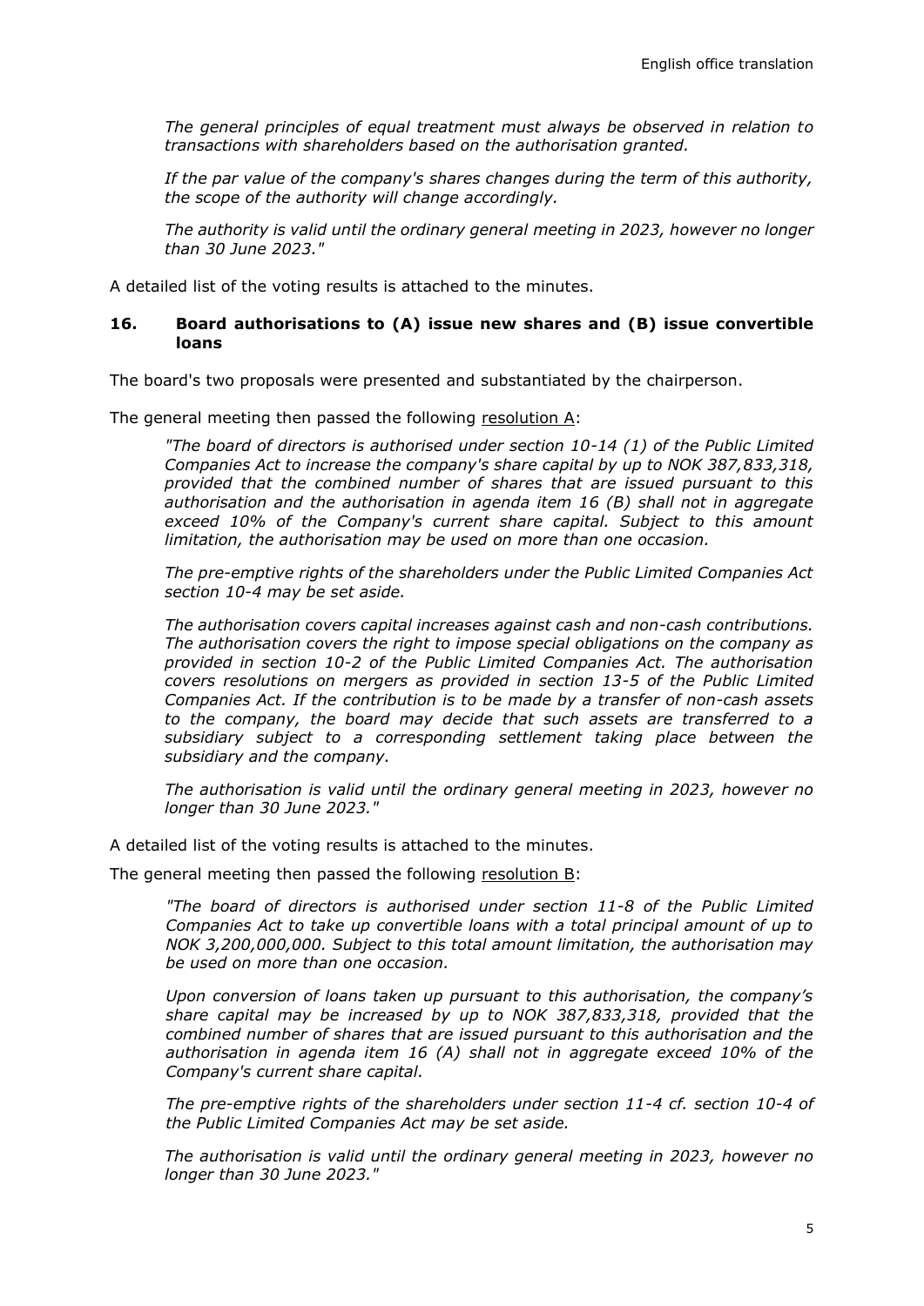*The general principles of equal treatment must always be observed in relation to transactions with shareholders based on the authorisation granted.*

*If the par value of the company's shares changes during the term of this authority, the scope of the authority will change accordingly.*

*The authority is valid until the ordinary general meeting in 2023, however no longer than 30 June 2023."*

A detailed list of the voting results is attached to the minutes.

## 16. Board authorisations to (A) issue new shares and (B) issue convertible loans

The board's two proposals were presented and substantiated by the chairperson.

The general meeting then passed the following resolution A:

> *"The board of directors is authorised under section 10-14 (1) of the Public Limited Companies Act to increase the company's share capital by up to NOK 387,833,318, provided that the combined number of shares that are issued pursuant to this authorisation and the authorisation in agenda item 16 (B) shall not in aggregate exceed 10% of the Company's current share capital. Subject to this amount limitation, the authorisation may be used on more than one occasion.*
>
> *The pre-emptive rights of the shareholders under the Public Limited Companies Act section 10-4 may be set aside.*
>
> *The authorisation covers capital increases against cash and non-cash contributions. The authorisation covers the right to impose special obligations on the company as provided in section 10-2 of the Public Limited Companies Act. The authorisation covers resolutions on mergers as provided in section 13-5 of the Public Limited Companies Act. If the contribution is to be made by a transfer of non-cash assets to the company, the board may decide that such assets are transferred to a subsidiary subject to a corresponding settlement taking place between the subsidiary and the company.*
>
> *The authorisation is valid until the ordinary general meeting in 2023, however no longer than 30 June 2023."*

A detailed list of the voting results is attached to the minutes.

The general meeting then passed the following resolution B:

> *"The board of directors is authorised under section 11-8 of the Public Limited Companies Act to take up convertible loans with a total principal amount of up to NOK 3,200,000,000. Subject to this total amount limitation, the authorisation may be used on more than one occasion.*
>
> *Upon conversion of loans taken up pursuant to this authorisation, the company's share capital may be increased by up to NOK 387,833,318, provided that the combined number of shares that are issued pursuant to this authorisation and the authorisation in agenda item 16 (A) shall not in aggregate exceed 10% of the Company's current share capital.*
>
> *The pre-emptive rights of the shareholders under section 11-4 cf. section 10-4 of the Public Limited Companies Act may be set aside.*
>
> *The authorisation is valid until the ordinary general meeting in 2023, however no longer than 30 June 2023."*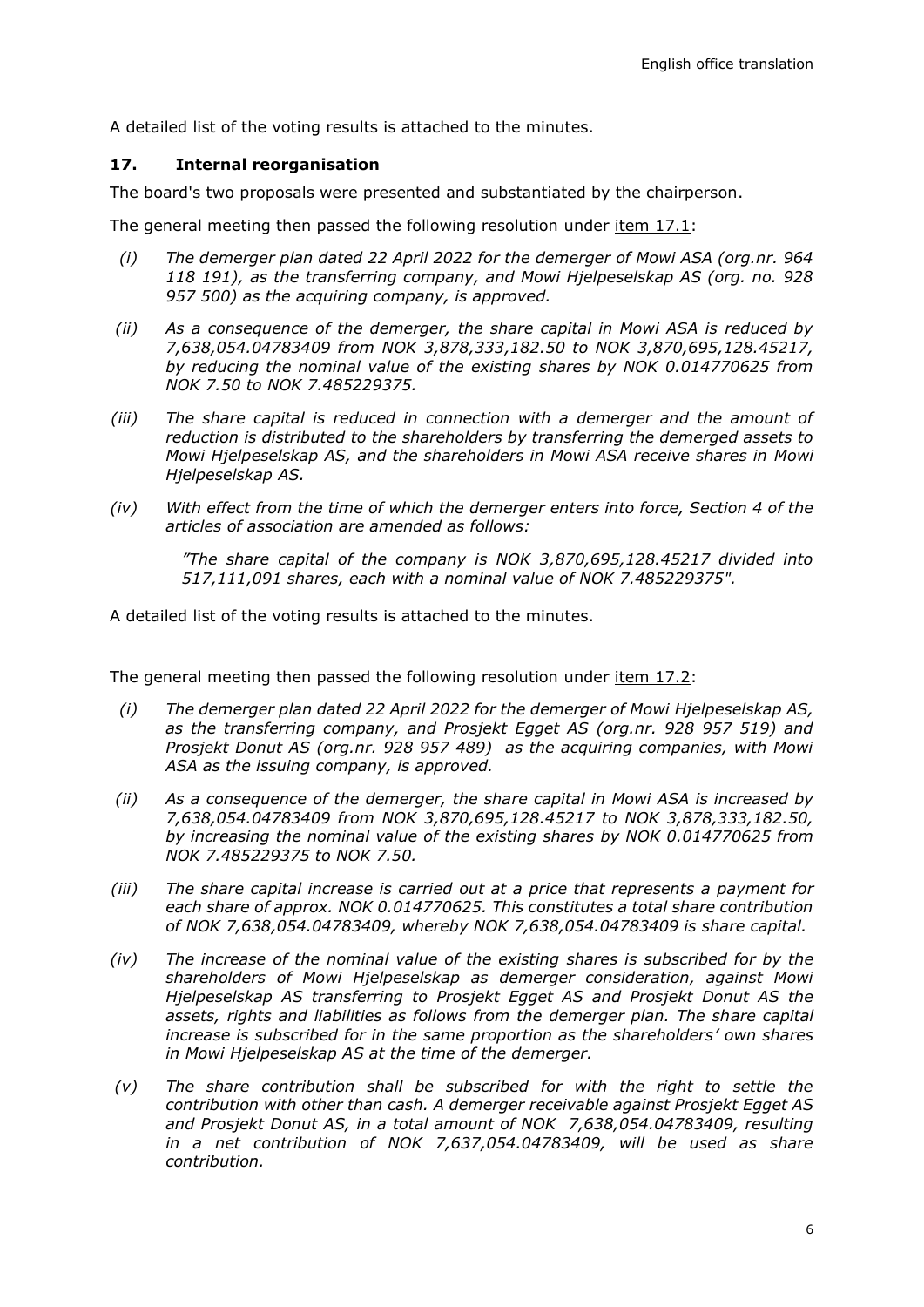A detailed list of the voting results is attached to the minutes.

## 17. Internal reorganisation

The board's two proposals were presented and substantiated by the chairperson.

The general meeting then passed the following resolution under item 17.1:

*(i) The demerger plan dated 22 April 2022 for the demerger of Mowi ASA (org.nr. 964 118 191), as the transferring company, and Mowi Hjelpeselskap AS (org. no. 928 957 500) as the acquiring company, is approved.*

*(ii) As a consequence of the demerger, the share capital in Mowi ASA is reduced by 7,638,054.04783409 from NOK 3,878,333,182.50 to NOK 3,870,695,128.45217, by reducing the nominal value of the existing shares by NOK 0.014770625 from NOK 7.50 to NOK 7.485229375.*

*(iii) The share capital is reduced in connection with a demerger and the amount of reduction is distributed to the shareholders by transferring the demerged assets to Mowi Hjelpeselskap AS, and the shareholders in Mowi ASA receive shares in Mowi Hjelpeselskap AS.*

*(iv) With effect from the time of which the demerger enters into force, Section 4 of the articles of association are amended as follows:*

> *"The share capital of the company is NOK 3,870,695,128.45217 divided into 517,111,091 shares, each with a nominal value of NOK 7.485229375".*

A detailed list of the voting results is attached to the minutes.

The general meeting then passed the following resolution under item 17.2:

*(i) The demerger plan dated 22 April 2022 for the demerger of Mowi Hjelpeselskap AS, as the transferring company, and Prosjekt Egget AS (org.nr. 928 957 519) and Prosjekt Donut AS (org.nr. 928 957 489) as the acquiring companies, with Mowi ASA as the issuing company, is approved.*

*(ii) As a consequence of the demerger, the share capital in Mowi ASA is increased by 7,638,054.04783409 from NOK 3,870,695,128.45217 to NOK 3,878,333,182.50, by increasing the nominal value of the existing shares by NOK 0.014770625 from NOK 7.485229375 to NOK 7.50.*

*(iii) The share capital increase is carried out at a price that represents a payment for each share of approx. NOK 0.014770625. This constitutes a total share contribution of NOK 7,638,054.04783409, whereby NOK 7,638,054.04783409 is share capital.*

*(iv) The increase of the nominal value of the existing shares is subscribed for by the shareholders of Mowi Hjelpeselskap as demerger consideration, against Mowi Hjelpeselskap AS transferring to Prosjekt Egget AS and Prosjekt Donut AS the assets, rights and liabilities as follows from the demerger plan. The share capital increase is subscribed for in the same proportion as the shareholders' own shares in Mowi Hjelpeselskap AS at the time of the demerger.*

*(v) The share contribution shall be subscribed for with the right to settle the contribution with other than cash. A demerger receivable against Prosjekt Egget AS and Prosjekt Donut AS, in a total amount of NOK 7,638,054.04783409, resulting in a net contribution of NOK 7,637,054.04783409, will be used as share contribution.*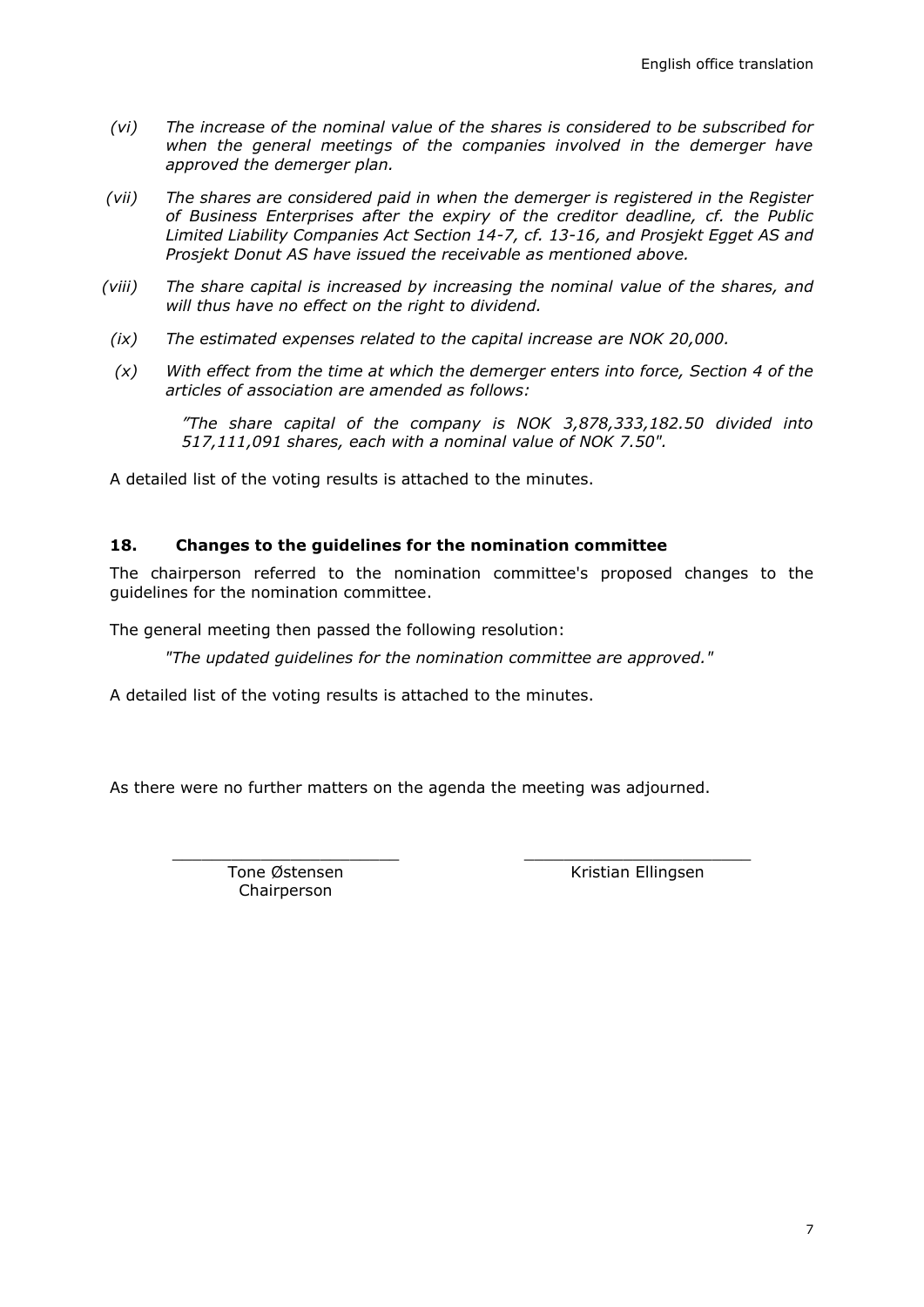(vi) *The increase of the nominal value of the shares is considered to be subscribed for when the general meetings of the companies involved in the demerger have approved the demerger plan.*

(vii) *The shares are considered paid in when the demerger is registered in the Register of Business Enterprises after the expiry of the creditor deadline, cf. the Public Limited Liability Companies Act Section 14-7, cf. 13-16, and Prosjekt Egget AS and Prosjekt Donut AS have issued the receivable as mentioned above.*

(viii) *The share capital is increased by increasing the nominal value of the shares, and will thus have no effect on the right to dividend.*

(ix) *The estimated expenses related to the capital increase are NOK 20,000.*

(x) *With effect from the time at which the demerger enters into force, Section 4 of the articles of association are amended as follows:*

> *"The share capital of the company is NOK 3,878,333,182.50 divided into 517,111,091 shares, each with a nominal value of NOK 7.50".*

A detailed list of the voting results is attached to the minutes.

## 18. Changes to the guidelines for the nomination committee

The chairperson referred to the nomination committee's proposed changes to the guidelines for the nomination committee.

The general meeting then passed the following resolution:

> *"The updated guidelines for the nomination committee are approved."*

A detailed list of the voting results is attached to the minutes.

As there were no further matters on the agenda the meeting was adjourned.

| _______________________ | _______________________ |
|---|---|
| Tone Østensen<br>Chairperson | Kristian Ellingsen |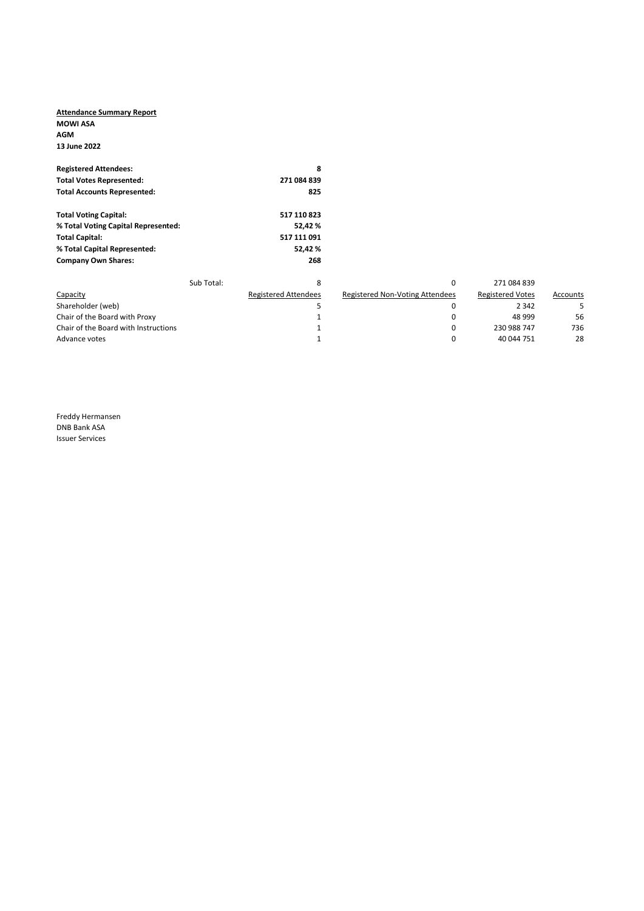**Attendance Summary Report**

**MOWI ASA**

**AGM**

**13 June 2022**

| | |
|---|---|
| **Registered Attendees:** | **8** |
| **Total Votes Represented:** | **271 084 839** |
| **Total Accounts Represented:** | **825** |

| | |
|---|---|
| **Total Voting Capital:** | **517 110 823** |
| **% Total Voting Capital Represented:** | **52,42 %** |
| **Total Capital:** | **517 111 091** |
| **% Total Capital Represented:** | **52,42 %** |
| **Company Own Shares:** | **268** |

| Sub Total: | 8 | 0 | 271 084 839 | |
|---|---|---|---|---|
| Capacity | Registered Attendees | Registered Non-Voting Attendees | Registered Votes | Accounts |
| Shareholder (web) | 5 | 0 | 2 342 | 5 |
| Chair of the Board with Proxy | 1 | 0 | 48 999 | 56 |
| Chair of the Board with Instructions | 1 | 0 | 230 988 747 | 736 |
| Advance votes | 1 | 0 | 40 044 751 | 28 |

Freddy Hermansen
DNB Bank ASA
Issuer Services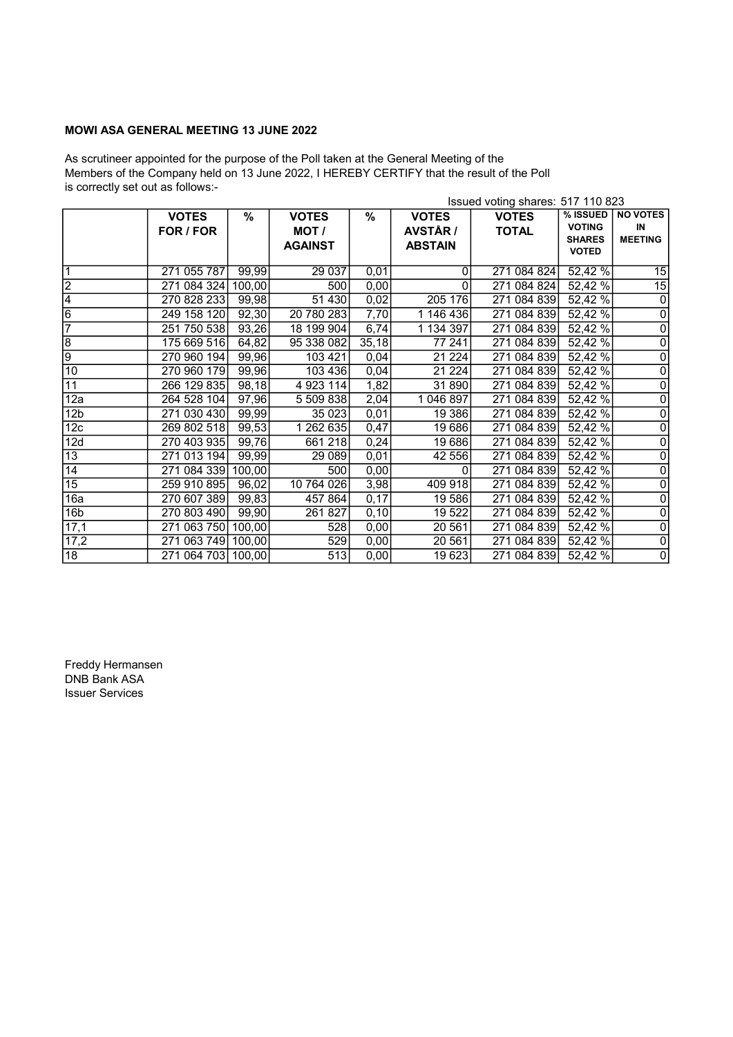**MOWI ASA GENERAL MEETING 13 JUNE 2022**

As scrutineer appointed for the purpose of the Poll taken at the General Meeting of the Members of the Company held on 13 June 2022, I HEREBY CERTIFY that the result of the Poll is correctly set out as follows:-

Issued voting shares: 517 110 823

| | VOTES FOR / FOR | % | VOTES MOT / AGAINST | % | VOTES AVSTÅR / ABSTAIN | VOTES TOTAL | % ISSUED VOTING SHARES VOTED | NO VOTES IN MEETING |
|---|---|---|---|---|---|---|---|---|
| 1 | 271 055 787 | 99,99 | 29 037 | 0,01 | 0 | 271 084 824 | 52,42 % | 15 |
| 2 | 271 084 324 | 100,00 | 500 | 0,00 | 0 | 271 084 824 | 52,42 % | 15 |
| 4 | 270 828 233 | 99,98 | 51 430 | 0,02 | 205 176 | 271 084 839 | 52,42 % | 0 |
| 6 | 249 158 120 | 92,30 | 20 780 283 | 7,70 | 1 146 436 | 271 084 839 | 52,42 % | 0 |
| 7 | 251 750 538 | 93,26 | 18 199 904 | 6,74 | 1 134 397 | 271 084 839 | 52,42 % | 0 |
| 8 | 175 669 516 | 64,82 | 95 338 082 | 35,18 | 77 241 | 271 084 839 | 52,42 % | 0 |
| 9 | 270 960 194 | 99,96 | 103 421 | 0,04 | 21 224 | 271 084 839 | 52,42 % | 0 |
| 10 | 270 960 179 | 99,96 | 103 436 | 0,04 | 21 224 | 271 084 839 | 52,42 % | 0 |
| 11 | 266 129 835 | 98,18 | 4 923 114 | 1,82 | 31 890 | 271 084 839 | 52,42 % | 0 |
| 12a | 264 528 104 | 97,96 | 5 509 838 | 2,04 | 1 046 897 | 271 084 839 | 52,42 % | 0 |
| 12b | 271 030 430 | 99,99 | 35 023 | 0,01 | 19 386 | 271 084 839 | 52,42 % | 0 |
| 12c | 269 802 518 | 99,53 | 1 262 635 | 0,47 | 19 686 | 271 084 839 | 52,42 % | 0 |
| 12d | 270 403 935 | 99,76 | 661 218 | 0,24 | 19 686 | 271 084 839 | 52,42 % | 0 |
| 13 | 271 013 194 | 99,99 | 29 089 | 0,01 | 42 556 | 271 084 839 | 52,42 % | 0 |
| 14 | 271 084 339 | 100,00 | 500 | 0,00 | 0 | 271 084 839 | 52,42 % | 0 |
| 15 | 259 910 895 | 96,02 | 10 764 026 | 3,98 | 409 918 | 271 084 839 | 52,42 % | 0 |
| 16a | 270 607 389 | 99,83 | 457 864 | 0,17 | 19 586 | 271 084 839 | 52,42 % | 0 |
| 16b | 270 803 490 | 99,90 | 261 827 | 0,10 | 19 522 | 271 084 839 | 52,42 % | 0 |
| 17,1 | 271 063 750 | 100,00 | 528 | 0,00 | 20 561 | 271 084 839 | 52,42 % | 0 |
| 17,2 | 271 063 749 | 100,00 | 529 | 0,00 | 20 561 | 271 084 839 | 52,42 % | 0 |
| 18 | 271 064 703 | 100,00 | 513 | 0,00 | 19 623 | 271 084 839 | 52,42 % | 0 |

Freddy Hermansen
DNB Bank ASA
Issuer Services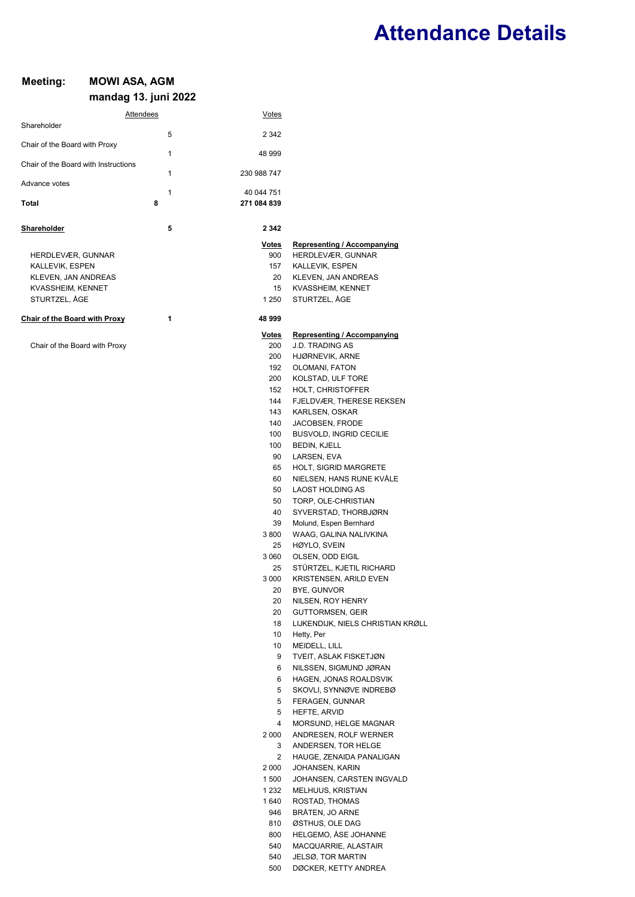# Attendance Details

**Meeting:** **MOWI ASA, AGM**
**mandag 13. juni 2022**

| Attendees | | Votes |
|---|---|---|
| Shareholder | 5 | 2 342 |
| Chair of the Board with Proxy | 1 | 48 999 |
| Chair of the Board with Instructions | 1 | 230 988 747 |
| Advance votes | 1 | 40 044 751 |
| **Total** | **8** | **271 084 839** |

**Shareholder** **5** **2 342**

| | Votes | Representing / Accompanying |
|---|---|---|
| HERDLEVÆR, GUNNAR | 900 | HERDLEVÆR, GUNNAR |
| KALLEVIK, ESPEN | 157 | KALLEVIK, ESPEN |
| KLEVEN, JAN ANDREAS | 20 | KLEVEN, JAN ANDREAS |
| KVASSHEIM, KENNET | 15 | KVASSHEIM, KENNET |
| STURTZEL, ÅGE | 1 250 | STURTZEL, ÅGE |

**Chair of the Board with Proxy** **1** **48 999**

| | Votes | Representing / Accompanying |
|---|---|---|
| Chair of the Board with Proxy | 200 | J.D. TRADING AS |
| | 200 | HJØRNEVIK, ARNE |
| | 192 | OLOMANI, FATON |
| | 200 | KOLSTAD, ULF TORE |
| | 152 | HOLT, CHRISTOFFER |
| | 144 | FJELDVÆR, THERESE REKSEN |
| | 143 | KARLSEN, OSKAR |
| | 140 | JACOBSEN, FRODE |
| | 100 | BUSVOLD, INGRID CECILIE |
| | 100 | BEDIN, KJELL |
| | 90 | LARSEN, EVA |
| | 65 | HOLT, SIGRID MARGRETE |
| | 60 | NIELSEN, HANS RUNE KVÅLE |
| | 50 | LAOST HOLDING AS |
| | 50 | TORP, OLE-CHRISTIAN |
| | 40 | SYVERSTAD, THORBJØRN |
| | 39 | Molund, Espen Bernhard |
| | 3 800 | WAAG, GALINA NALIVKINA |
| | 25 | HØYLO, SVEIN |
| | 3 060 | OLSEN, ODD EIGIL |
| | 25 | STÜRTZEL, KJETIL RICHARD |
| | 3 000 | KRISTENSEN, ARILD EVEN |
| | 20 | BYE, GUNVOR |
| | 20 | NILSEN, ROY HENRY |
| | 20 | GUTTORMSEN, GEIR |
| | 18 | LIJKENDIJK, NIELS CHRISTIAN KRØLL |
| | 10 | Hetty, Per |
| | 10 | MEIDELL, LILL |
| | 9 | TVEIT, ASLAK FISKETJØN |
| | 6 | NILSSEN, SIGMUND JØRAN |
| | 6 | HAGEN, JONAS ROALDSVIK |
| | 5 | SKOVLI, SYNNØVE INDREBØ |
| | 5 | FERAGEN, GUNNAR |
| | 5 | HEFTE, ARVID |
| | 4 | MORSUND, HELGE MAGNAR |
| | 2 000 | ANDRESEN, ROLF WERNER |
| | 3 | ANDERSEN, TOR HELGE |
| | 2 | HAUGE, ZENAIDA PANALIGAN |
| | 2 000 | JOHANSEN, KARIN |
| | 1 500 | JOHANSEN, CARSTEN INGVALD |
| | 1 232 | MELHUUS, KRISTIAN |
| | 1 640 | ROSTAD, THOMAS |
| | 946 | BRÅTEN, JO ARNE |
| | 810 | ØSTHUS, OLE DAG |
| | 800 | HELGEMO, ÅSE JOHANNE |
| | 540 | MACQUARRIE, ALASTAIR |
| | 540 | JELSØ, TOR MARTIN |
| | 500 | DØCKER, KETTY ANDREA |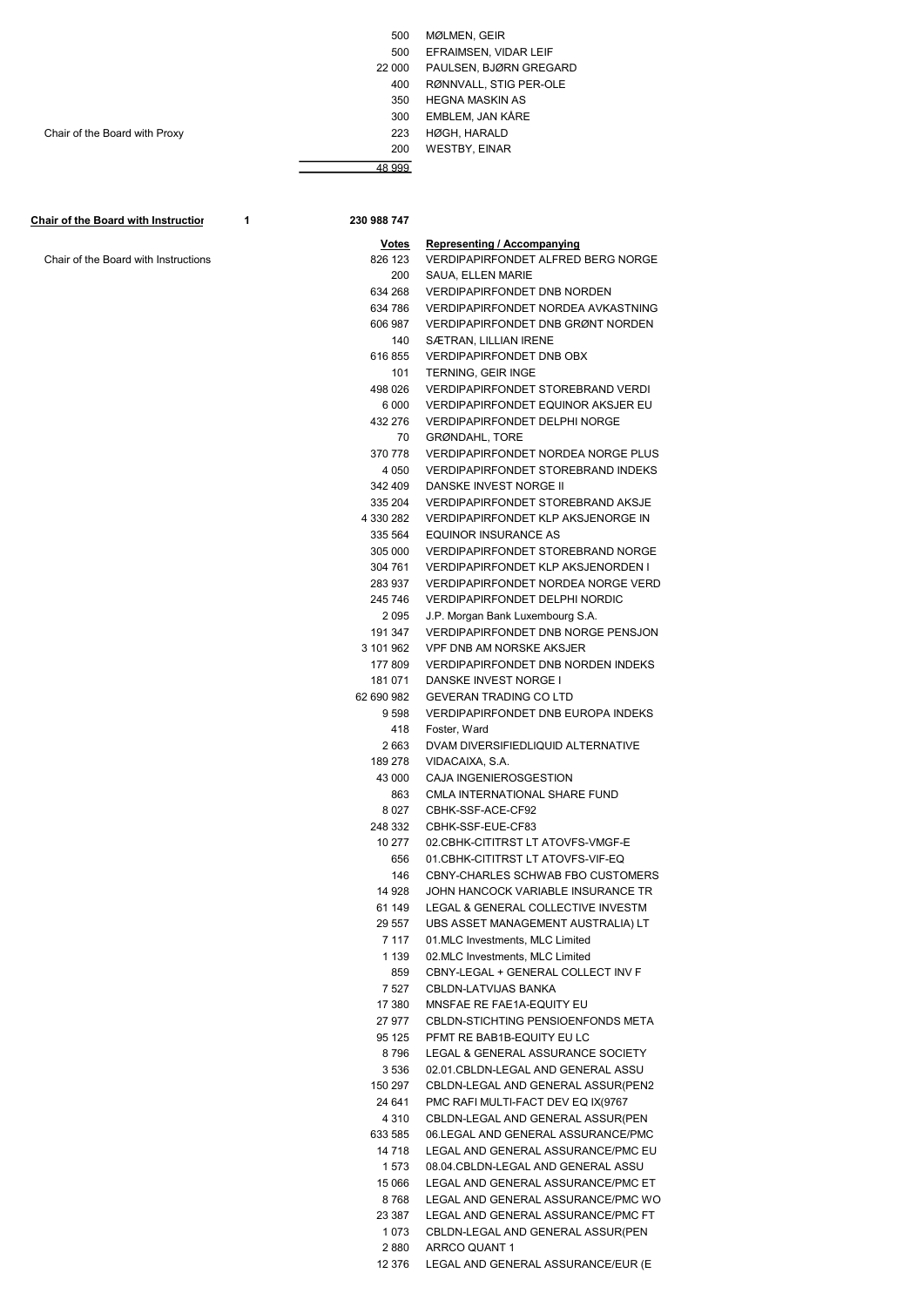| | | |
|---|---|---|
| | 500 | MØLMEN, GEIR |
| | 500 | EFRAIMSEN, VIDAR LEIF |
| | 22 000 | PAULSEN, BJØRN GREGARD |
| | 400 | RØNNVALL, STIG PER-OLE |
| | 350 | HEGNA MASKIN AS |
| | 300 | EMBLEM, JAN KÅRE |
| Chair of the Board with Proxy | 223 | HØGH, HARALD |
| | 200 | WESTBY, EINAR |
| | 48 999 | |

**Chair of the Board with Instructior** 1 **230 988 747**

| | Votes | Representing / Accompanying |
|---|---|---|
| Chair of the Board with Instructions | 826 123 | VERDIPAPIRFONDET ALFRED BERG NORGE |
| | 200 | SAUA, ELLEN MARIE |
| | 634 268 | VERDIPAPIRFONDET DNB NORDEN |
| | 634 786 | VERDIPAPIRFONDET NORDEA AVKASTNING |
| | 606 987 | VERDIPAPIRFONDET DNB GRØNT NORDEN |
| | 140 | SÆTRAN, LILLIAN IRENE |
| | 616 855 | VERDIPAPIRFONDET DNB OBX |
| | 101 | TERNING, GEIR INGE |
| | 498 026 | VERDIPAPIRFONDET STOREBRAND VERDI |
| | 6 000 | VERDIPAPIRFONDET EQUINOR AKSJER EU |
| | 432 276 | VERDIPAPIRFONDET DELPHI NORGE |
| | 70 | GRØNDAHL, TORE |
| | 370 778 | VERDIPAPIRFONDET NORDEA NORGE PLUS |
| | 4 050 | VERDIPAPIRFONDET STOREBRAND INDEKS |
| | 342 409 | DANSKE INVEST NORGE II |
| | 335 204 | VERDIPAPIRFONDET STOREBRAND AKSJE |
| | 4 330 282 | VERDIPAPIRFONDET KLP AKSJENORGE IN |
| | 335 564 | EQUINOR INSURANCE AS |
| | 305 000 | VERDIPAPIRFONDET STOREBRAND NORGE |
| | 304 761 | VERDIPAPIRFONDET KLP AKSJENORDEN I |
| | 283 937 | VERDIPAPIRFONDET NORDEA NORGE VERD |
| | 245 746 | VERDIPAPIRFONDET DELPHI NORDIC |
| | 2 095 | J.P. Morgan Bank Luxembourg S.A. |
| | 191 347 | VERDIPAPIRFONDET DNB NORGE PENSJON |
| | 3 101 962 | VPF DNB AM NORSKE AKSJER |
| | 177 809 | VERDIPAPIRFONDET DNB NORDEN INDEKS |
| | 181 071 | DANSKE INVEST NORGE I |
| | 62 690 982 | GEVERAN TRADING CO LTD |
| | 9 598 | VERDIPAPIRFONDET DNB EUROPA INDEKS |
| | 418 | Foster, Ward |
| | 2 663 | DVAM DIVERSIFIEDLIQUID ALTERNATIVE |
| | 189 278 | VIDACAIXA, S.A. |
| | 43 000 | CAJA INGENIEROSGESTION |
| | 863 | CMLA INTERNATIONAL SHARE FUND |
| | 8 027 | CBHK-SSF-ACE-CF92 |
| | 248 332 | CBHK-SSF-EUE-CF83 |
| | 10 277 | 02.CBHK-CITITRST LT ATOVFS-VMGF-E |
| | 656 | 01.CBHK-CITITRST LT ATOVFS-VIF-EQ |
| | 146 | CBNY-CHARLES SCHWAB FBO CUSTOMERS |
| | 14 928 | JOHN HANCOCK VARIABLE INSURANCE TR |
| | 61 149 | LEGAL & GENERAL COLLECTIVE INVESTM |
| | 29 557 | UBS ASSET MANAGEMENT AUSTRALIA) LT |
| | 7 117 | 01.MLC Investments, MLC Limited |
| | 1 139 | 02.MLC Investments, MLC Limited |
| | 859 | CBNY-LEGAL + GENERAL COLLECT INV F |
| | 7 527 | CBLDN-LATVIJAS BANKA |
| | 17 380 | MNSFAE RE FAE1A-EQUITY EU |
| | 27 977 | CBLDN-STICHTING PENSIOENFONDS META |
| | 95 125 | PFMT RE BAB1B-EQUITY EU LC |
| | 8 796 | LEGAL & GENERAL ASSURANCE SOCIETY |
| | 3 536 | 02.01.CBLDN-LEGAL AND GENERAL ASSU |
| | 150 297 | CBLDN-LEGAL AND GENERAL ASSUR(PEN2 |
| | 24 641 | PMC RAFI MULTI-FACT DEV EQ IX(9767 |
| | 4 310 | CBLDN-LEGAL AND GENERAL ASSUR(PEN |
| | 633 585 | 06.LEGAL AND GENERAL ASSURANCE/PMC |
| | 14 718 | LEGAL AND GENERAL ASSURANCE/PMC EU |
| | 1 573 | 08.04.CBLDN-LEGAL AND GENERAL ASSU |
| | 15 066 | LEGAL AND GENERAL ASSURANCE/PMC ET |
| | 8 768 | LEGAL AND GENERAL ASSURANCE/PMC WO |
| | 23 387 | LEGAL AND GENERAL ASSURANCE/PMC FT |
| | 1 073 | CBLDN-LEGAL AND GENERAL ASSUR(PEN |
| | 2 880 | ARRCO QUANT 1 |
| | 12 376 | LEGAL AND GENERAL ASSURANCE/EUR (E |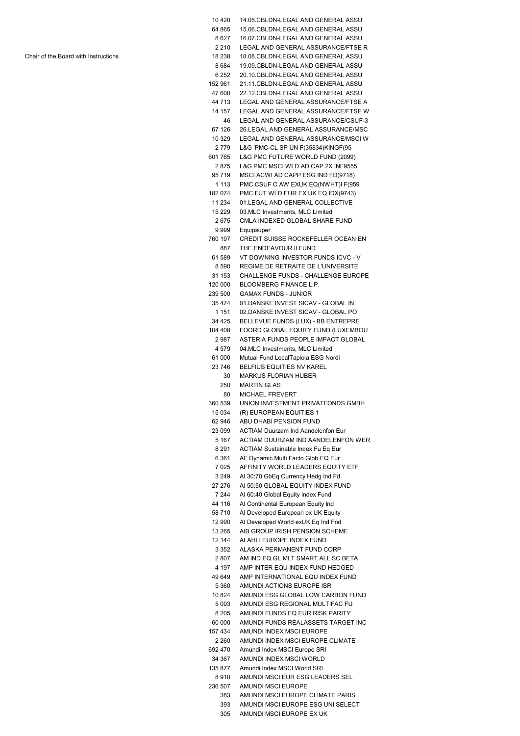| | | |
|---|---|---|
| | 10 420 | 14.05.CBLDN-LEGAL AND GENERAL ASSU |
| | 64 865 | 15.06.CBLDN-LEGAL AND GENERAL ASSU |
| | 8 627 | 16.07.CBLDN-LEGAL AND GENERAL ASSU |
| | 2 210 | LEGAL AND GENERAL ASSURANCE/FTSE R |
| Chair of the Board with Instructions | 18 238 | 18.08.CBLDN-LEGAL AND GENERAL ASSU |
| | 8 684 | 19.09.CBLDN-LEGAL AND GENERAL ASSU |
| | 6 252 | 20.10.CBLDN-LEGAL AND GENERAL ASSU |
| | 152 961 | 21.11.CBLDN-LEGAL AND GENERAL ASSU |
| | 47 600 | 22.12.CBLDN-LEGAL AND GENERAL ASSU |
| | 44 713 | LEGAL AND GENERAL ASSURANCE/FTSE A |
| | 14 157 | LEGAL AND GENERAL ASSURANCE/FTSE W |
| | 46 | LEGAL AND GENERAL ASSURANCE/CSUF-3 |
| | 67 126 | 26.LEGAL AND GENERAL ASSURANCE/MSC |
| | 10 329 | LEGAL AND GENERAL ASSURANCE/MSCI W |
| | 2 779 | L&G 'PMC-CL SP UN F(35834)KINGF(95 |
| | 601 765 | L&G PMC FUTURE WORLD FUND (2099) |
| | 2 875 | L&G PMC MSCI WLD AD CAP 2X INF9555 |
| | 95 719 | MSCI ACWI AD CAPP ESG IND FD(9718) |
| | 1 113 | PMC CSUF C AW EXUK EQ(NWHT)I F(959 |
| | 182 074 | PMC FUT WLD EUR EX UK EQ IDX(9743) |
| | 11 234 | 01.LEGAL AND GENERAL COLLECTIVE |
| | 15 229 | 03.MLC Investments, MLC Limited |
| | 2 675 | CMLA INDEXED GLOBAL SHARE FUND |
| | 9 999 | Equipsuper |
| | 760 197 | CREDIT SUISSE ROCKEFELLER OCEAN EN |
| | 887 | THE ENDEAVOUR II FUND |
| | 61 589 | VT DOWNING INVESTOR FUNDS ICVC - V |
| | 8 590 | REGIME DE RETRAITE DE L'UNIVERSITE |
| | 31 153 | CHALLENGE FUNDS - CHALLENGE EUROPE |
| | 120 000 | BLOOMBERG FINANCE L.P. |
| | 239 500 | GAMAX FUNDS - JUNIOR |
| | 35 474 | 01.DANSKE INVEST SICAV - GLOBAL IN |
| | 1 151 | 02.DANSKE INVEST SICAV - GLOBAL PO |
| | 34 425 | BELLEVUE FUNDS (LUX) - BB ENTREPRE |
| | 104 408 | FOORD GLOBAL EQUITY FUND (LUXEMBOU |
| | 2 987 | ASTERIA FUNDS PEOPLE IMPACT GLOBAL |
| | 4 579 | 04.MLC Investments, MLC Limited |
| | 61 000 | Mutual Fund LocalTapiola ESG Nordi |
| | 23 746 | BELFIUS EQUITIES NV KAREL |
| | 30 | MARKUS FLORIAN HUBER |
| | 250 | MARTIN GLAS |
| | 80 | MICHAEL FREVERT |
| | 360 539 | UNION INVESTMENT PRIVATFONDS GMBH |
| | 15 034 | (R) EUROPEAN EQUITIES 1 |
| | 62 946 | ABU DHABI PENSION FUND |
| | 23 099 | ACTIAM Duurzam Ind Aandelenfon Eur |
| | 5 167 | ACTIAM DUURZAM IND AANDELENFON WER |
| | 8 291 | ACTIAM Sustainable Index Fu Eq Eur |
| | 6 361 | AF Dynamic Multi Facto Glob EQ Eur |
| | 7 025 | AFFINITY WORLD LEADERS EQUITY ETF |
| | 3 249 | AI 30:70 GbEq Currency Hedg Ind Fd |
| | 27 276 | AI 50:50 GLOBAL EQUITY INDEX FUND |
| | 7 244 | AI 60:40 Global Equity Index Fund |
| | 44 116 | AI Continental European Equity Ind |
| | 58 710 | AI Developed European ex UK Equity |
| | 12 990 | AI Developed World exUK Eq Ind Fnd |
| | 13 265 | AIB GROUP IRISH PENSION SCHEME |
| | 12 144 | ALAHLI EUROPE INDEX FUND |
| | 3 352 | ALASKA PERMANENT FUND CORP |
| | 2 807 | AM IND EQ GL MLT SMART ALL SC BETA |
| | 4 197 | AMP INTER EQU INDEX FUND HEDGED |
| | 49 649 | AMP INTERNATIONAL EQU INDEX FUND |
| | 5 360 | AMUNDI ACTIONS EUROPE ISR |
| | 10 824 | AMUNDI ESG GLOBAL LOW CARBON FUND |
| | 5 093 | AMUNDI ESG REGIONAL MULTIFAC FU |
| | 8 205 | AMUNDI FUNDS EQ EUR RISK PARITY |
| | 60 000 | AMUNDI FUNDS REALASSETS TARGET INC |
| | 157 434 | AMUNDI INDEX MSCI EUROPE |
| | 2 260 | AMUNDI INDEX MSCI EUROPE CLIMATE |
| | 692 470 | Amundi Index MSCI Europe SRI |
| | 34 367 | AMUNDI INDEX MSCI WORLD |
| | 135 877 | Amundi Index MSCI World SRI |
| | 8 910 | AMUNDI MSCI EUR ESG LEADERS SEL |
| | 236 507 | AMUNDI MSCI EUROPE |
| | 383 | AMUNDI MSCI EUROPE CLIMATE PARIS |
| | 393 | AMUNDI MSCI EUROPE ESG UNI SELECT |
| | 305 | AMUNDI MSCI EUROPE EX UK |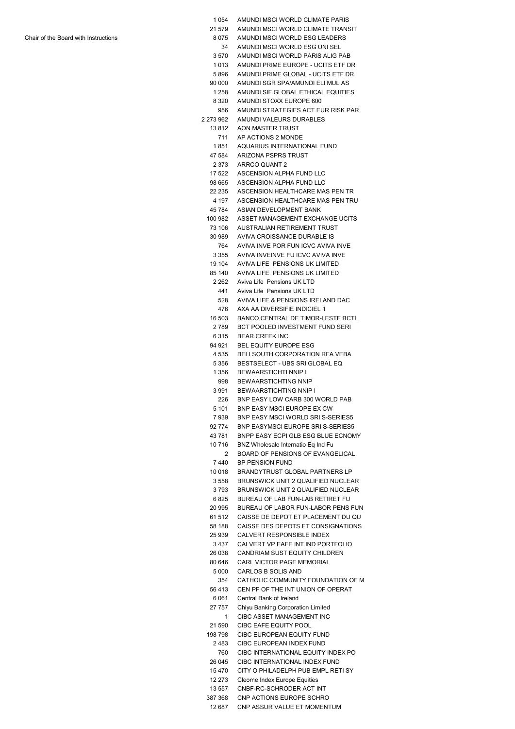Chair of the Board with Instructions

| | |
|---|---|
| 1 054 | AMUNDI MSCI WORLD CLIMATE PARIS |
| 21 579 | AMUNDI MSCI WORLD CLIMATE TRANSIT |
| 8 075 | AMUNDI MSCI WORLD ESG LEADERS |
| 34 | AMUNDI MSCI WORLD ESG UNI SEL |
| 3 570 | AMUNDI MSCI WORLD PARIS ALIG PAB |
| 1 013 | AMUNDI PRIME EUROPE - UCITS ETF DR |
| 5 896 | AMUNDI PRIME GLOBAL - UCITS ETF DR |
| 90 000 | AMUNDI SGR SPA/AMUNDI ELI MUL AS |
| 1 258 | AMUNDI SIF GLOBAL ETHICAL EQUITIES |
| 8 320 | AMUNDI STOXX EUROPE 600 |
| 956 | AMUNDI STRATEGIES ACT EUR RISK PAR |
| 2 273 962 | AMUNDI VALEURS DURABLES |
| 13 812 | AON MASTER TRUST |
| 711 | AP ACTIONS 2 MONDE |
| 1 851 | AQUARIUS INTERNATIONAL FUND |
| 47 584 | ARIZONA PSPRS TRUST |
| 2 373 | ARRCO QUANT 2 |
| 17 522 | ASCENSION ALPHA FUND LLC |
| 98 665 | ASCENSION ALPHA FUND LLC |
| 22 235 | ASCENSION HEALTHCARE MAS PEN TR |
| 4 197 | ASCENSION HEALTHCARE MAS PEN TRU |
| 45 784 | ASIAN DEVELOPMENT BANK |
| 100 982 | ASSET MANAGEMENT EXCHANGE UCITS |
| 73 106 | AUSTRALIAN RETIREMENT TRUST |
| 30 989 | AVIVA CROISSANCE DURABLE IS |
| 764 | AVIVA INVE POR FUN ICVC AVIVA INVE |
| 3 355 | AVIVA INVEINVE FU ICVC AVIVA INVE |
| 19 104 | AVIVA LIFE PENSIONS UK LIMITED |
| 85 140 | AVIVA LIFE PENSIONS UK LIMITED |
| 2 262 | Aviva Life Pensions UK LTD |
| 441 | Aviva Life Pensions UK LTD |
| 528 | AVIVA LIFE & PENSIONS IRELAND DAC |
| 476 | AXA AA DIVERSIFIE INDICIEL 1 |
| 16 503 | BANCO CENTRAL DE TIMOR-LESTE BCTL |
| 2 789 | BCT POOLED INVESTMENT FUND SERI |
| 6 315 | BEAR CREEK INC |
| 94 921 | BEL EQUITY EUROPE ESG |
| 4 535 | BELLSOUTH CORPORATION RFA VEBA |
| 5 356 | BESTSELECT - UBS SRI GLOBAL EQ |
| 1 356 | BEWAARSTICHTI NNIP I |
| 998 | BEWAARSTICHTING NNIP |
| 3 991 | BEWAARSTICHTING NNIP I |
| 226 | BNP EASY LOW CARB 300 WORLD PAB |
| 5 101 | BNP EASY MSCI EUROPE EX CW |
| 7 939 | BNP EASY MSCI WORLD SRI S-SERIES5 |
| 92 774 | BNP EASYMSCI EUROPE SRI S-SERIES5 |
| 43 781 | BNPP EASY ECPI GLB ESG BLUE ECNOMY |
| 10 716 | BNZ Wholesale Internatio Eq Ind Fu |
| 2 | BOARD OF PENSIONS OF EVANGELICAL |
| 7 440 | BP PENSION FUND |
| 10 018 | BRANDYTRUST GLOBAL PARTNERS LP |
| 3 558 | BRUNSWICK UNIT 2 QUALIFIED NUCLEAR |
| 3 793 | BRUNSWICK UNIT 2 QUALIFIED NUCLEAR |
| 6 825 | BUREAU OF LAB FUN-LAB RETIRET FU |
| 20 995 | BUREAU OF LABOR FUN-LABOR PENS FUN |
| 61 512 | CAISSE DE DEPOT ET PLACEMENT DU QU |
| 58 188 | CAISSE DES DEPOTS ET CONSIGNATIONS |
| 25 939 | CALVERT RESPONSIBLE INDEX |
| 3 437 | CALVERT VP EAFE INT IND PORTFOLIO |
| 26 038 | CANDRIAM SUST EQUITY CHILDREN |
| 80 646 | CARL VICTOR PAGE MEMORIAL |
| 5 000 | CARLOS B SOLIS AND |
| 354 | CATHOLIC COMMUNITY FOUNDATION OF M |
| 56 413 | CEN PF OF THE INT UNION OF OPERAT |
| 6 061 | Central Bank of Ireland |
| 27 757 | Chiyu Banking Corporation Limited |
| 1 | CIBC ASSET MANAGEMENT INC |
| 21 590 | CIBC EAFE EQUITY POOL |
| 198 798 | CIBC EUROPEAN EQUITY FUND |
| 2 483 | CIBC EUROPEAN INDEX FUND |
| 760 | CIBC INTERNATIONAL EQUITY INDEX PO |
| 26 045 | CIBC INTERNATIONAL INDEX FUND |
| 15 470 | CITY O PHILADELPH PUB EMPL RETI SY |
| 12 273 | Cleome Index Europe Equities |
| 13 557 | CNBF-RC-SCHRODER ACT INT |
| 387 368 | CNP ACTIONS EUROPE SCHRO |
| 12 687 | CNP ASSUR VALUE ET MOMENTUM |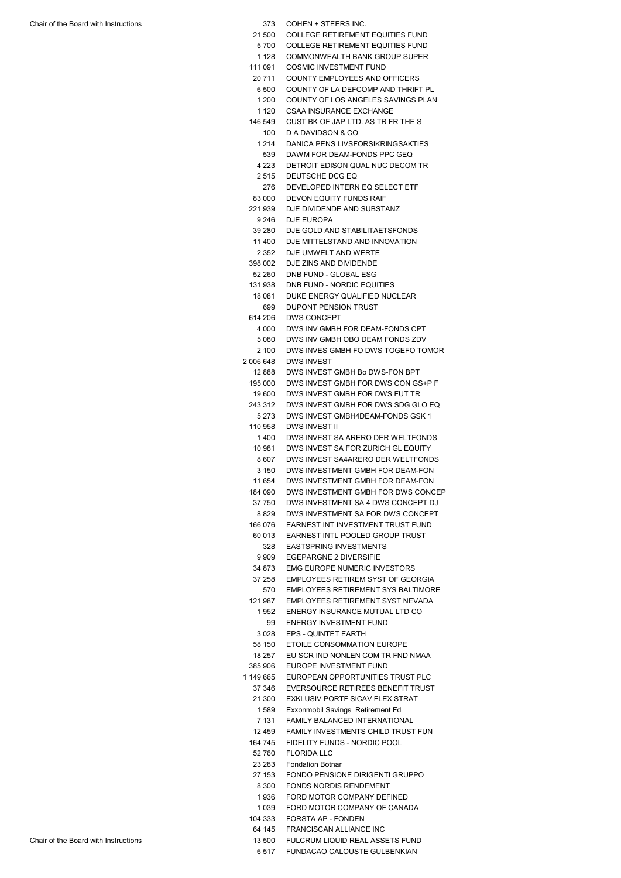| | | |
|---|---|---|
| Chair of the Board with Instructions | 373 | COHEN + STEERS INC. |
| | 21 500 | COLLEGE RETIREMENT EQUITIES FUND |
| | 5 700 | COLLEGE RETIREMENT EQUITIES FUND |
| | 1 128 | COMMONWEALTH BANK GROUP SUPER |
| | 111 091 | COSMIC INVESTMENT FUND |
| | 20 711 | COUNTY EMPLOYEES AND OFFICERS |
| | 6 500 | COUNTY OF LA DEFCOMP AND THRIFT PL |
| | 1 200 | COUNTY OF LOS ANGELES SAVINGS PLAN |
| | 1 120 | CSAA INSURANCE EXCHANGE |
| | 146 549 | CUST BK OF JAP LTD. AS TR FR THE S |
| | 100 | D A DAVIDSON & CO |
| | 1 214 | DANICA PENS LIVSFORSIKRINGSAKTIES |
| | 539 | DAWM FOR DEAM-FONDS PPC GEQ |
| | 4 223 | DETROIT EDISON QUAL NUC DECOM TR |
| | 2 515 | DEUTSCHE DCG EQ |
| | 276 | DEVELOPED INTERN EQ SELECT ETF |
| | 83 000 | DEVON EQUITY FUNDS RAIF |
| | 221 939 | DJE DIVIDENDE AND SUBSTANZ |
| | 9 246 | DJE EUROPA |
| | 39 280 | DJE GOLD AND STABILITAETSFONDS |
| | 11 400 | DJE MITTELSTAND AND INNOVATION |
| | 2 352 | DJE UMWELT AND WERTE |
| | 398 002 | DJE ZINS AND DIVIDENDE |
| | 52 260 | DNB FUND - GLOBAL ESG |
| | 131 938 | DNB FUND - NORDIC EQUITIES |
| | 18 081 | DUKE ENERGY QUALIFIED NUCLEAR |
| | 699 | DUPONT PENSION TRUST |
| | 614 206 | DWS CONCEPT |
| | 4 000 | DWS INV GMBH FOR DEAM-FONDS CPT |
| | 5 080 | DWS INV GMBH OBO DEAM FONDS ZDV |
| | 2 100 | DWS INVES GMBH FO DWS TOGEFO TOMOR |
| | 2 006 648 | DWS INVEST |
| | 12 888 | DWS INVEST GMBH Bo DWS-FON BPT |
| | 195 000 | DWS INVEST GMBH FOR DWS CON GS+P F |
| | 19 600 | DWS INVEST GMBH FOR DWS FUT TR |
| | 243 312 | DWS INVEST GMBH FOR DWS SDG GLO EQ |
| | 5 273 | DWS INVEST GMBH4DEAM-FONDS GSK 1 |
| | 110 958 | DWS INVEST II |
| | 1 400 | DWS INVEST SA ARERO DER WELTFONDS |
| | 10 981 | DWS INVEST SA FOR ZURICH GL EQUITY |
| | 8 607 | DWS INVEST SA4ARERO DER WELTFONDS |
| | 3 150 | DWS INVESTMENT GMBH FOR DEAM-FON |
| | 11 654 | DWS INVESTMENT GMBH FOR DEAM-FON |
| | 184 090 | DWS INVESTMENT GMBH FOR DWS CONCEP |
| | 37 750 | DWS INVESTMENT SA 4 DWS CONCEPT DJ |
| | 8 829 | DWS INVESTMENT SA FOR DWS CONCEPT |
| | 166 076 | EARNEST INT INVESTMENT TRUST FUND |
| | 60 013 | EARNEST INTL POOLED GROUP TRUST |
| | 328 | EASTSPRING INVESTMENTS |
| | 9 909 | EGEPARGNE 2 DIVERSIFIE |
| | 34 873 | EMG EUROPE NUMERIC INVESTORS |
| | 37 258 | EMPLOYEES RETIREM SYST OF GEORGIA |
| | 570 | EMPLOYEES RETIREMENT SYS BALTIMORE |
| | 121 987 | EMPLOYEES RETIREMENT SYST NEVADA |
| | 1 952 | ENERGY INSURANCE MUTUAL LTD CO |
| | 99 | ENERGY INVESTMENT FUND |
| | 3 028 | EPS - QUINTET EARTH |
| | 58 150 | ETOILE CONSOMMATION EUROPE |
| | 18 257 | EU SCR IND NONLEN COM TR FND NMAA |
| | 385 906 | EUROPE INVESTMENT FUND |
| | 1 149 665 | EUROPEAN OPPORTUNITIES TRUST PLC |
| | 37 346 | EVERSOURCE RETIREES BENEFIT TRUST |
| | 21 300 | EXKLUSIV PORTF SICAV FLEX STRAT |
| | 1 589 | Exxonmobil Savings Retirement Fd |
| | 7 131 | FAMILY BALANCED INTERNATIONAL |
| | 12 459 | FAMILY INVESTMENTS CHILD TRUST FUN |
| | 164 745 | FIDELITY FUNDS - NORDIC POOL |
| | 52 760 | FLORIDA LLC |
| | 23 283 | Fondation Botnar |
| | 27 153 | FONDO PENSIONE DIRIGENTI GRUPPO |
| | 8 300 | FONDS NORDIS RENDEMENT |
| | 1 936 | FORD MOTOR COMPANY DEFINED |
| | 1 039 | FORD MOTOR COMPANY OF CANADA |
| | 104 333 | FORSTA AP - FONDEN |
| | 64 145 | FRANCISCAN ALLIANCE INC |
| Chair of the Board with Instructions | 13 500 | FULCRUM LIQUID REAL ASSETS FUND |
| | 6 517 | FUNDACAO CALOUSTE GULBENKIAN |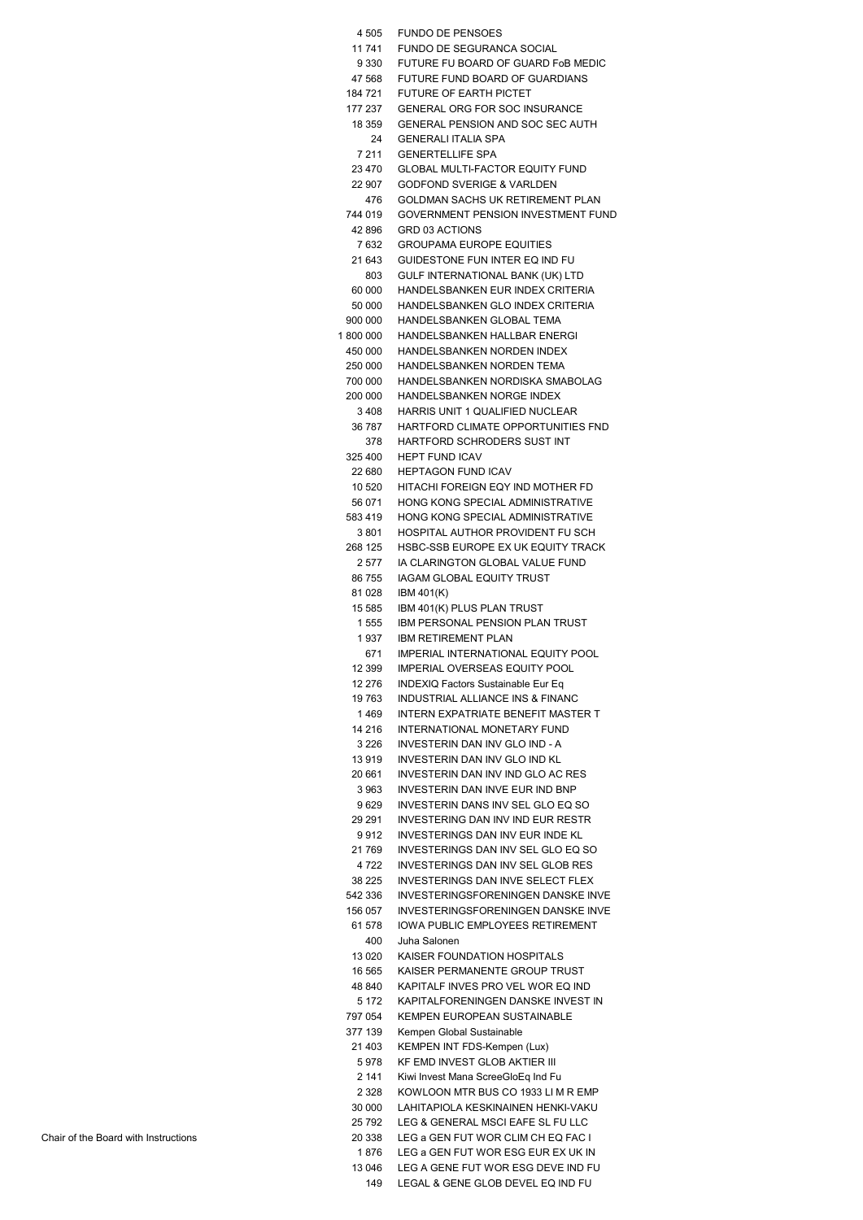| | | |
|---|---|---|
| | 4 505 | FUNDO DE PENSOES |
| | 11 741 | FUNDO DE SEGURANCA SOCIAL |
| | 9 330 | FUTURE FU BOARD OF GUARD FoB MEDIC |
| | 47 568 | FUTURE FUND BOARD OF GUARDIANS |
| | 184 721 | FUTURE OF EARTH PICTET |
| | 177 237 | GENERAL ORG FOR SOC INSURANCE |
| | 18 359 | GENERAL PENSION AND SOC SEC AUTH |
| | 24 | GENERALI ITALIA SPA |
| | 7 211 | GENERTELLIFE SPA |
| | 23 470 | GLOBAL MULTI-FACTOR EQUITY FUND |
| | 22 907 | GODFOND SVERIGE & VARLDEN |
| | 476 | GOLDMAN SACHS UK RETIREMENT PLAN |
| | 744 019 | GOVERNMENT PENSION INVESTMENT FUND |
| | 42 896 | GRD 03 ACTIONS |
| | 7 632 | GROUPAMA EUROPE EQUITIES |
| | 21 643 | GUIDESTONE FUN INTER EQ IND FU |
| | 803 | GULF INTERNATIONAL BANK (UK) LTD |
| | 60 000 | HANDELSBANKEN EUR INDEX CRITERIA |
| | 50 000 | HANDELSBANKEN GLO INDEX CRITERIA |
| | 900 000 | HANDELSBANKEN GLOBAL TEMA |
| | 1 800 000 | HANDELSBANKEN HALLBAR ENERGI |
| | 450 000 | HANDELSBANKEN NORDEN INDEX |
| | 250 000 | HANDELSBANKEN NORDEN TEMA |
| | 700 000 | HANDELSBANKEN NORDISKA SMABOLAG |
| | 200 000 | HANDELSBANKEN NORGE INDEX |
| | 3 408 | HARRIS UNIT 1 QUALIFIED NUCLEAR |
| | 36 787 | HARTFORD CLIMATE OPPORTUNITIES FND |
| | 378 | HARTFORD SCHRODERS SUST INT |
| | 325 400 | HEPT FUND ICAV |
| | 22 680 | HEPTAGON FUND ICAV |
| | 10 520 | HITACHI FOREIGN EQY IND MOTHER FD |
| | 56 071 | HONG KONG SPECIAL ADMINISTRATIVE |
| | 583 419 | HONG KONG SPECIAL ADMINISTRATIVE |
| | 3 801 | HOSPITAL AUTHOR PROVIDENT FU SCH |
| | 268 125 | HSBC-SSB EUROPE EX UK EQUITY TRACK |
| | 2 577 | IA CLARINGTON GLOBAL VALUE FUND |
| | 86 755 | IAGAM GLOBAL EQUITY TRUST |
| | 81 028 | IBM 401(K) |
| | 15 585 | IBM 401(K) PLUS PLAN TRUST |
| | 1 555 | IBM PERSONAL PENSION PLAN TRUST |
| | 1 937 | IBM RETIREMENT PLAN |
| | 671 | IMPERIAL INTERNATIONAL EQUITY POOL |
| | 12 399 | IMPERIAL OVERSEAS EQUITY POOL |
| | 12 276 | INDEXIQ Factors Sustainable Eur Eq |
| | 19 763 | INDUSTRIAL ALLIANCE INS & FINANC |
| | 1 469 | INTERN EXPATRIATE BENEFIT MASTER T |
| | 14 216 | INTERNATIONAL MONETARY FUND |
| | 3 226 | INVESTERIN DAN INV GLO IND - A |
| | 13 919 | INVESTERIN DAN INV GLO IND KL |
| | 20 661 | INVESTERIN DAN INV IND GLO AC RES |
| | 3 963 | INVESTERIN DAN INVE EUR IND BNP |
| | 9 629 | INVESTERIN DANS INV SEL GLO EQ SO |
| | 29 291 | INVESTERING DAN INV IND EUR RESTR |
| | 9 912 | INVESTERINGS DAN INV EUR INDE KL |
| | 21 769 | INVESTERINGS DAN INV SEL GLO EQ SO |
| | 4 722 | INVESTERINGS DAN INV SEL GLOB RES |
| | 38 225 | INVESTERINGS DAN INVE SELECT FLEX |
| | 542 336 | INVESTERINGSFORENINGEN DANSKE INVE |
| | 156 057 | INVESTERINGSFORENINGEN DANSKE INVE |
| | 61 578 | IOWA PUBLIC EMPLOYEES RETIREMENT |
| | 400 | Juha Salonen |
| | 13 020 | KAISER FOUNDATION HOSPITALS |
| | 16 565 | KAISER PERMANENTE GROUP TRUST |
| | 48 840 | KAPITALF INVES PRO VEL WOR EQ IND |
| | 5 172 | KAPITALFORENINGEN DANSKE INVEST IN |
| | 797 054 | KEMPEN EUROPEAN SUSTAINABLE |
| | 377 139 | Kempen Global Sustainable |
| | 21 403 | KEMPEN INT FDS-Kempen (Lux) |
| | 5 978 | KF EMD INVEST GLOB AKTIER III |
| | 2 141 | Kiwi Invest Mana ScreeGloEq Ind Fu |
| | 2 328 | KOWLOON MTR BUS CO 1933 LI M R EMP |
| | 30 000 | LAHITAPIOLA KESKINAINEN HENKI-VAKU |
| | 25 792 | LEG & GENERAL MSCI EAFE SL FU LLC |
| Chair of the Board with Instructions | 20 338 | LEG a GEN FUT WOR CLIM CH EQ FAC I |
| | 1 876 | LEG a GEN FUT WOR ESG EUR EX UK IN |
| | 13 046 | LEG A GENE FUT WOR ESG DEVE IND FU |
| | 149 | LEGAL & GENE GLOB DEVEL EQ IND FU |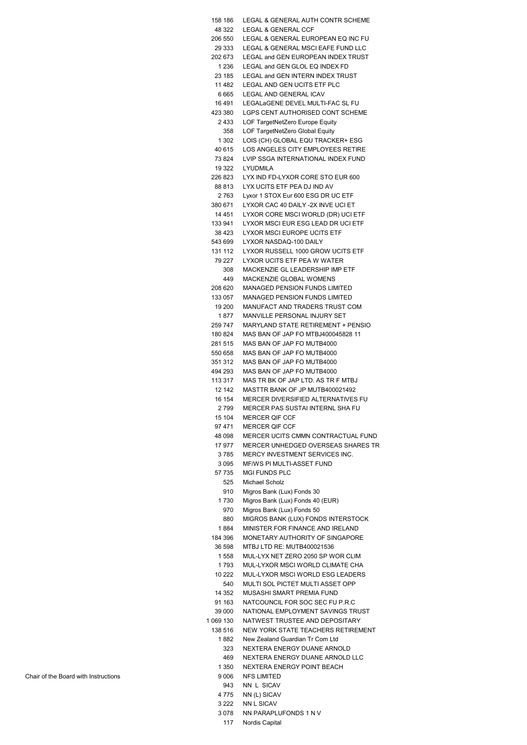| | | |
|---|---|---|
| | 158 186 | LEGAL & GENERAL AUTH CONTR SCHEME |
| | 48 322 | LEGAL & GENERAL CCF |
| | 206 550 | LEGAL & GENERAL EUROPEAN EQ INC FU |
| | 29 333 | LEGAL & GENERAL MSCI EAFE FUND LLC |
| | 202 673 | LEGAL and GEN EUROPEAN INDEX TRUST |
| | 1 236 | LEGAL and GEN GLOL EQ INDEX FD |
| | 23 185 | LEGAL and GEN INTERN INDEX TRUST |
| | 11 482 | LEGAL AND GEN UCITS ETF PLC |
| | 6 665 | LEGAL AND GENERAL ICAV |
| | 16 491 | LEGALaGENE DEVEL MULTI-FAC SL FU |
| | 423 380 | LGPS CENT AUTHORISED CONT SCHEME |
| | 2 433 | LOF TargetNetZero Europe Equity |
| | 358 | LOF TargetNetZero Global Equity |
| | 1 302 | LOIS (CH) GLOBAL EQU TRACKER+ ESG |
| | 40 615 | LOS ANGELES CITY EMPLOYEES RETIRE |
| | 73 824 | LVIP SSGA INTERNATIONAL INDEX FUND |
| | 19 322 | LYUDMILA |
| | 226 823 | LYX IND FD-LYXOR CORE STO EUR 600 |
| | 88 813 | LYX UCITS ETF PEA DJ IND AV |
| | 2 763 | Lyxor 1 STOX Eur 600 ESG DR UC ETF |
| | 380 671 | LYXOR CAC 40 DAILY -2X INVE UCI ET |
| | 14 451 | LYXOR CORE MSCI WORLD (DR) UCI ETF |
| | 133 941 | LYXOR MSCI EUR ESG LEAD DR UCI ETF |
| | 38 423 | LYXOR MSCI EUROPE UCITS ETF |
| | 543 699 | LYXOR NASDAQ-100 DAILY |
| | 131 112 | LYXOR RUSSELL 1000 GROW UCITS ETF |
| | 79 227 | LYXOR UCITS ETF PEA W WATER |
| | 308 | MACKENZIE GL LEADERSHIP IMP ETF |
| | 449 | MACKENZIE GLOBAL WOMENS |
| | 208 620 | MANAGED PENSION FUNDS LIMITED |
| | 133 057 | MANAGED PENSION FUNDS LIMITED |
| | 19 200 | MANUFACT AND TRADERS TRUST COM |
| | 1 877 | MANVILLE PERSONAL INJURY SET |
| | 259 747 | MARYLAND STATE RETIREMENT + PENSIO |
| | 180 824 | MAS BAN OF JAP FO MTBJ400045828 11 |
| | 281 515 | MAS BAN OF JAP FO MUTB4000 |
| | 550 658 | MAS BAN OF JAP FO MUTB4000 |
| | 351 312 | MAS BAN OF JAP FO MUTB4000 |
| | 494 293 | MAS BAN OF JAP FO MUTB4000 |
| | 113 317 | MAS TR BK OF JAP LTD. AS TR F MTBJ |
| | 12 142 | MASTTR BANK OF JP MUTB400021492 |
| | 16 154 | MERCER DIVERSIFIED ALTERNATIVES FU |
| | 2 799 | MERCER PAS SUSTAI INTERNL SHA FU |
| | 15 104 | MERCER QIF CCF |
| | 97 471 | MERCER QIF CCF |
| | 48 098 | MERCER UCITS CMMN CONTRACTUAL FUND |
| | 17 977 | MERCER UNHEDGED OVERSEAS SHARES TR |
| | 3 785 | MERCY INVESTMENT SERVICES INC. |
| | 3 095 | MF/WS PI MULTI-ASSET FUND |
| | 57 735 | MGI FUNDS PLC |
| | 525 | Michael Scholz |
| | 910 | Migros Bank (Lux) Fonds 30 |
| | 1 730 | Migros Bank (Lux) Fonds 40 (EUR) |
| | 970 | Migros Bank (Lux) Fonds 50 |
| | 880 | MIGROS BANK (LUX) FONDS INTERSTOCK |
| | 1 884 | MINISTER FOR FINANCE AND IRELAND |
| | 184 396 | MONETARY AUTHORITY OF SINGAPORE |
| | 36 598 | MTBJ LTD RE: MUTB400021536 |
| | 1 558 | MUL-LYX NET ZERO 2050 SP WOR CLIM |
| | 1 793 | MUL-LYXOR MSCI WORLD CLIMATE CHA |
| | 10 222 | MUL-LYXOR MSCI WORLD ESG LEADERS |
| | 540 | MULTI SOL PICTET MULTI ASSET OPP |
| | 14 352 | MUSASHI SMART PREMIA FUND |
| | 91 163 | NATCOUNCIL FOR SOC SEC FU P.R.C |
| | 39 000 | NATIONAL EMPLOYMENT SAVINGS TRUST |
| | 1 069 130 | NATWEST TRUSTEE AND DEPOSITARY |
| | 138 516 | NEW YORK STATE TEACHERS RETIREMENT |
| | 1 882 | New Zealand Guardian Tr Com Ltd |
| | 323 | NEXTERA ENERGY DUANE ARNOLD |
| | 469 | NEXTERA ENERGY DUANE ARNOLD LLC |
| | 1 350 | NEXTERA ENERGY POINT BEACH |
| Chair of the Board with Instructions | 9 006 | NFS LIMITED |
| | 943 | NN L SICAV |
| | 4 775 | NN (L) SICAV |
| | 3 222 | NN L SICAV |
| | 3 078 | NN PARAPLUFONDS 1 N V |
| | 117 | Nordis Capital |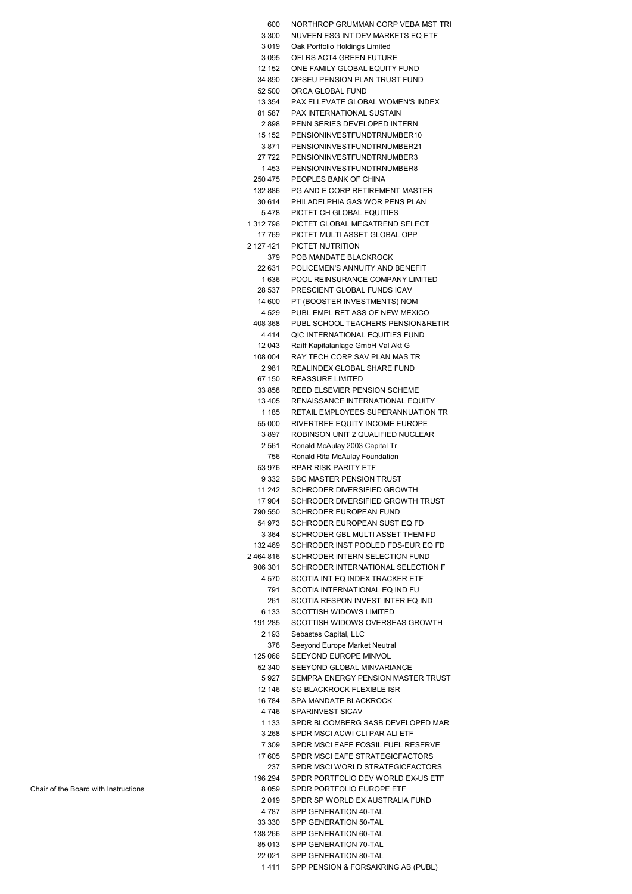| | | |
|---|---|---|
| | 600 | NORTHROP GRUMMAN CORP VEBA MST TRI |
| | 3 300 | NUVEEN ESG INT DEV MARKETS EQ ETF |
| | 3 019 | Oak Portfolio Holdings Limited |
| | 3 095 | OFI RS ACT4 GREEN FUTURE |
| | 12 152 | ONE FAMILY GLOBAL EQUITY FUND |
| | 34 890 | OPSEU PENSION PLAN TRUST FUND |
| | 52 500 | ORCA GLOBAL FUND |
| | 13 354 | PAX ELLEVATE GLOBAL WOMEN'S INDEX |
| | 81 587 | PAX INTERNATIONAL SUSTAIN |
| | 2 898 | PENN SERIES DEVELOPED INTERN |
| | 15 152 | PENSIONINVESTFUNDTRNUMBER10 |
| | 3 871 | PENSIONINVESTFUNDTRNUMBER21 |
| | 27 722 | PENSIONINVESTFUNDTRNUMBER3 |
| | 1 453 | PENSIONINVESTFUNDTRNUMBER8 |
| | 250 475 | PEOPLES BANK OF CHINA |
| | 132 886 | PG AND E CORP RETIREMENT MASTER |
| | 30 614 | PHILADELPHIA GAS WOR PENS PLAN |
| | 5 478 | PICTET CH GLOBAL EQUITIES |
| | 1 312 796 | PICTET GLOBAL MEGATREND SELECT |
| | 17 769 | PICTET MULTI ASSET GLOBAL OPP |
| | 2 127 421 | PICTET NUTRITION |
| | 379 | POB MANDATE BLACKROCK |
| | 22 631 | POLICEMEN'S ANNUITY AND BENEFIT |
| | 1 636 | POOL REINSURANCE COMPANY LIMITED |
| | 28 537 | PRESCIENT GLOBAL FUNDS ICAV |
| | 14 600 | PT (BOOSTER INVESTMENTS) NOM |
| | 4 529 | PUBL EMPL RET ASS OF NEW MEXICO |
| | 408 368 | PUBL SCHOOL TEACHERS PENSION&RETIR |
| | 4 414 | QIC INTERNATIONAL EQUITIES FUND |
| | 12 043 | Raiff Kapitalanlage GmbH Val Akt G |
| | 108 004 | RAY TECH CORP SAV PLAN MAS TR |
| | 2 981 | REALINDEX GLOBAL SHARE FUND |
| | 67 150 | REASSURE LIMITED |
| | 33 858 | REED ELSEVIER PENSION SCHEME |
| | 13 405 | RENAISSANCE INTERNATIONAL EQUITY |
| | 1 185 | RETAIL EMPLOYEES SUPERANNUATION TR |
| | 55 000 | RIVERTREE EQUITY INCOME EUROPE |
| | 3 897 | ROBINSON UNIT 2 QUALIFIED NUCLEAR |
| | 2 561 | Ronald McAulay 2003 Capital Tr |
| | 756 | Ronald Rita McAulay Foundation |
| | 53 976 | RPAR RISK PARITY ETF |
| | 9 332 | SBC MASTER PENSION TRUST |
| | 11 242 | SCHRODER DIVERSIFIED GROWTH |
| | 17 904 | SCHRODER DIVERSIFIED GROWTH TRUST |
| | 790 550 | SCHRODER EUROPEAN FUND |
| | 54 973 | SCHRODER EUROPEAN SUST EQ FD |
| | 3 364 | SCHRODER GBL MULTI ASSET THEM FD |
| | 132 469 | SCHRODER INST POOLED FDS-EUR EQ FD |
| | 2 464 816 | SCHRODER INTERN SELECTION FUND |
| | 906 301 | SCHRODER INTERNATIONAL SELECTION F |
| | 4 570 | SCOTIA INT EQ INDEX TRACKER ETF |
| | 791 | SCOTIA INTERNATIONAL EQ IND FU |
| | 261 | SCOTIA RESPON INVEST INTER EQ IND |
| | 6 133 | SCOTTISH WIDOWS LIMITED |
| | 191 285 | SCOTTISH WIDOWS OVERSEAS GROWTH |
| | 2 193 | Sebastes Capital, LLC |
| | 376 | Seeyond Europe Market Neutral |
| | 125 066 | SEEYOND EUROPE MINVOL |
| | 52 340 | SEEYOND GLOBAL MINVARIANCE |
| | 5 927 | SEMPRA ENERGY PENSION MASTER TRUST |
| | 12 146 | SG BLACKROCK FLEXIBLE ISR |
| | 16 784 | SPA MANDATE BLACKROCK |
| | 4 746 | SPARINVEST SICAV |
| | 1 133 | SPDR BLOOMBERG SASB DEVELOPED MAR |
| | 3 268 | SPDR MSCI ACWI CLI PAR ALI ETF |
| | 7 309 | SPDR MSCI EAFE FOSSIL FUEL RESERVE |
| | 17 605 | SPDR MSCI EAFE STRATEGICFACTORS |
| | 237 | SPDR MSCI WORLD STRATEGICFACTORS |
| | 196 294 | SPDR PORTFOLIO DEV WORLD EX-US ETF |
| Chair of the Board with Instructions | 8 059 | SPDR PORTFOLIO EUROPE ETF |
| | 2 019 | SPDR SP WORLD EX AUSTRALIA FUND |
| | 4 787 | SPP GENERATION 40-TAL |
| | 33 330 | SPP GENERATION 50-TAL |
| | 138 266 | SPP GENERATION 60-TAL |
| | 85 013 | SPP GENERATION 70-TAL |
| | 22 021 | SPP GENERATION 80-TAL |
| | 1 411 | SPP PENSION & FORSAKRING AB (PUBL) |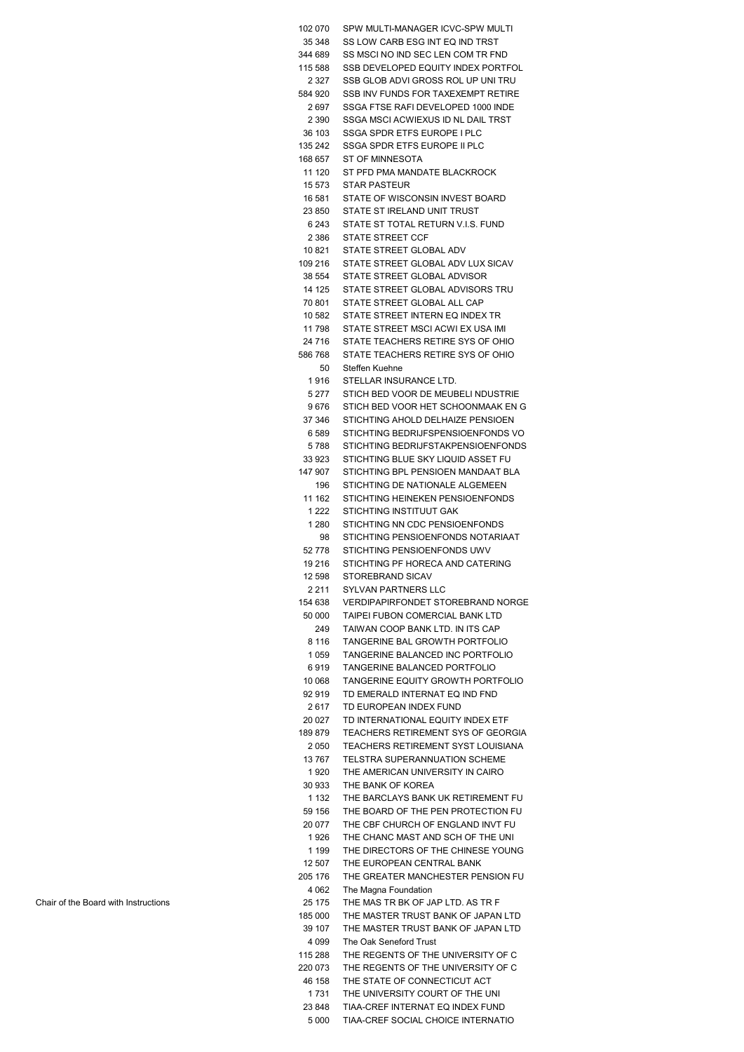| | | |
|---|---|---|
| | 102 070 | SPW MULTI-MANAGER ICVC-SPW MULTI |
| | 35 348 | SS LOW CARB ESG INT EQ IND TRST |
| | 344 689 | SS MSCI NO IND SEC LEN COM TR FND |
| | 115 588 | SSB DEVELOPED EQUITY INDEX PORTFOL |
| | 2 327 | SSB GLOB ADVI GROSS ROL UP UNI TRU |
| | 584 920 | SSB INV FUNDS FOR TAXEXEMPT RETIRE |
| | 2 697 | SSGA FTSE RAFI DEVELOPED 1000 INDE |
| | 2 390 | SSGA MSCI ACWIEXUS ID NL DAIL TRST |
| | 36 103 | SSGA SPDR ETFS EUROPE I PLC |
| | 135 242 | SSGA SPDR ETFS EUROPE II PLC |
| | 168 657 | ST OF MINNESOTA |
| | 11 120 | ST PFD PMA MANDATE BLACKROCK |
| | 15 573 | STAR PASTEUR |
| | 16 581 | STATE OF WISCONSIN INVEST BOARD |
| | 23 850 | STATE ST IRELAND UNIT TRUST |
| | 6 243 | STATE ST TOTAL RETURN V.I.S. FUND |
| | 2 386 | STATE STREET CCF |
| | 10 821 | STATE STREET GLOBAL ADV |
| | 109 216 | STATE STREET GLOBAL ADV LUX SICAV |
| | 38 554 | STATE STREET GLOBAL ADVISOR |
| | 14 125 | STATE STREET GLOBAL ADVISORS TRU |
| | 70 801 | STATE STREET GLOBAL ALL CAP |
| | 10 582 | STATE STREET INTERN EQ INDEX TR |
| | 11 798 | STATE STREET MSCI ACWI EX USA IMI |
| | 24 716 | STATE TEACHERS RETIRE SYS OF OHIO |
| | 586 768 | STATE TEACHERS RETIRE SYS OF OHIO |
| | 50 | Steffen Kuehne |
| | 1 916 | STELLAR INSURANCE LTD. |
| | 5 277 | STICH BED VOOR DE MEUBELI NDUSTRIE |
| | 9 676 | STICH BED VOOR HET SCHOONMAAK EN G |
| | 37 346 | STICHTING AHOLD DELHAIZE PENSIOEN |
| | 6 589 | STICHTING BEDRIJFSPENSIOENFONDS VO |
| | 5 788 | STICHTING BEDRIJFSTAKPENSIOENFONDS |
| | 33 923 | STICHTING BLUE SKY LIQUID ASSET FU |
| | 147 907 | STICHTING BPL PENSIOEN MANDAAT BLA |
| | 196 | STICHTING DE NATIONALE ALGEMEEN |
| | 11 162 | STICHTING HEINEKEN PENSIOENFONDS |
| | 1 222 | STICHTING INSTITUUT GAK |
| | 1 280 | STICHTING NN CDC PENSIOENFONDS |
| | 98 | STICHTING PENSIOENFONDS NOTARIAAT |
| | 52 778 | STICHTING PENSIOENFONDS UWV |
| | 19 216 | STICHTING PF HORECA AND CATERING |
| | 12 598 | STOREBRAND SICAV |
| | 2 211 | SYLVAN PARTNERS LLC |
| | 154 638 | VERDIPAPIRFONDET STOREBRAND NORGE |
| | 50 000 | TAIPEI FUBON COMERCIAL BANK LTD |
| | 249 | TAIWAN COOP BANK LTD. IN ITS CAP |
| | 8 116 | TANGERINE BAL GROWTH PORTFOLIO |
| | 1 059 | TANGERINE BALANCED INC PORTFOLIO |
| | 6 919 | TANGERINE BALANCED PORTFOLIO |
| | 10 068 | TANGERINE EQUITY GROWTH PORTFOLIO |
| | 92 919 | TD EMERALD INTERNAT EQ IND FND |
| | 2 617 | TD EUROPEAN INDEX FUND |
| | 20 027 | TD INTERNATIONAL EQUITY INDEX ETF |
| | 189 879 | TEACHERS RETIREMENT SYS OF GEORGIA |
| | 2 050 | TEACHERS RETIREMENT SYST LOUISIANA |
| | 13 767 | TELSTRA SUPERANNUATION SCHEME |
| | 1 920 | THE AMERICAN UNIVERSITY IN CAIRO |
| | 30 933 | THE BANK OF KOREA |
| | 1 132 | THE BARCLAYS BANK UK RETIREMENT FU |
| | 59 156 | THE BOARD OF THE PEN PROTECTION FU |
| | 20 077 | THE CBF CHURCH OF ENGLAND INVT FU |
| | 1 926 | THE CHANC MAST AND SCH OF THE UNI |
| | 1 199 | THE DIRECTORS OF THE CHINESE YOUNG |
| | 12 507 | THE EUROPEAN CENTRAL BANK |
| | 205 176 | THE GREATER MANCHESTER PENSION FU |
| | 4 062 | The Magna Foundation |
| Chair of the Board with Instructions | 25 175 | THE MAS TR BK OF JAP LTD. AS TR F |
| | 185 000 | THE MASTER TRUST BANK OF JAPAN LTD |
| | 39 107 | THE MASTER TRUST BANK OF JAPAN LTD |
| | 4 099 | The Oak Seneford Trust |
| | 115 288 | THE REGENTS OF THE UNIVERSITY OF C |
| | 220 073 | THE REGENTS OF THE UNIVERSITY OF C |
| | 46 158 | THE STATE OF CONNECTICUT ACT |
| | 1 731 | THE UNIVERSITY COURT OF THE UNI |
| | 23 848 | TIAA-CREF INTERNAT EQ INDEX FUND |
| | 5 000 | TIAA-CREF SOCIAL CHOICE INTERNATIO |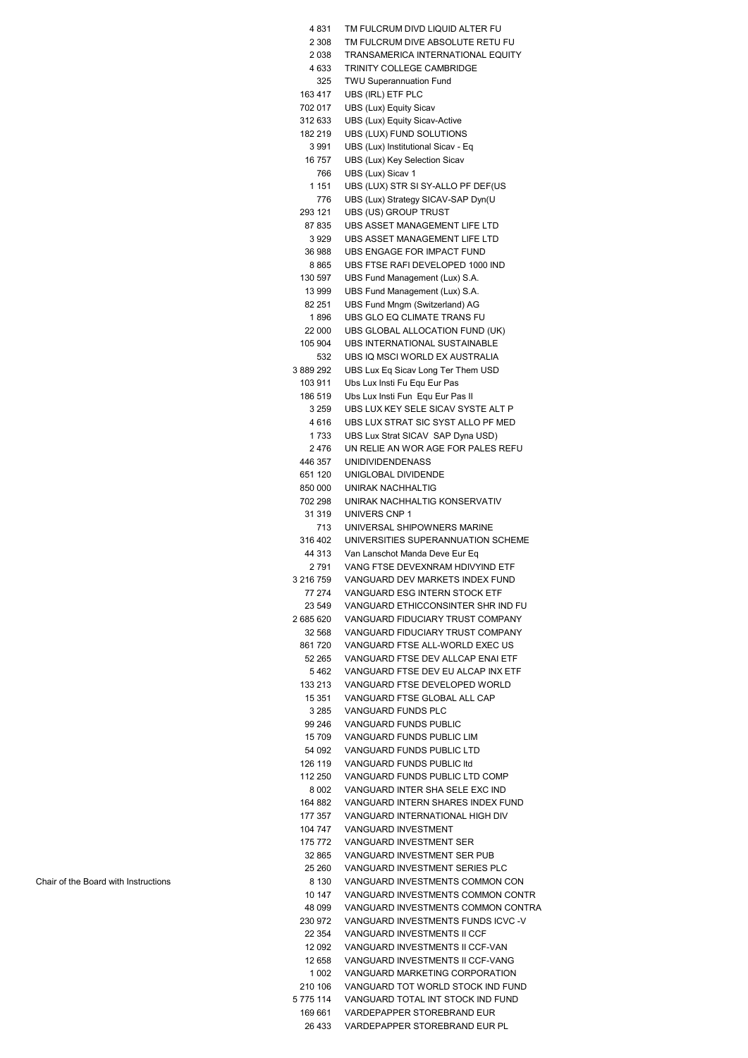| | | |
|---|---|---|
| | 4 831 | TM FULCRUM DIVD LIQUID ALTER FU |
| | 2 308 | TM FULCRUM DIVE ABSOLUTE RETU FU |
| | 2 038 | TRANSAMERICA INTERNATIONAL EQUITY |
| | 4 633 | TRINITY COLLEGE CAMBRIDGE |
| | 325 | TWU Superannuation Fund |
| | 163 417 | UBS (IRL) ETF PLC |
| | 702 017 | UBS (Lux) Equity Sicav |
| | 312 633 | UBS (Lux) Equity Sicav-Active |
| | 182 219 | UBS (LUX) FUND SOLUTIONS |
| | 3 991 | UBS (Lux) Institutional Sicav - Eq |
| | 16 757 | UBS (Lux) Key Selection Sicav |
| | 766 | UBS (Lux) Sicav 1 |
| | 1 151 | UBS (LUX) STR SI SY-ALLO PF DEF(US |
| | 776 | UBS (Lux) Strategy SICAV-SAP Dyn(U |
| | 293 121 | UBS (US) GROUP TRUST |
| | 87 835 | UBS ASSET MANAGEMENT LIFE LTD |
| | 3 929 | UBS ASSET MANAGEMENT LIFE LTD |
| | 36 988 | UBS ENGAGE FOR IMPACT FUND |
| | 8 865 | UBS FTSE RAFI DEVELOPED 1000 IND |
| | 130 597 | UBS Fund Management (Lux) S.A. |
| | 13 999 | UBS Fund Management (Lux) S.A. |
| | 82 251 | UBS Fund Mngm (Switzerland) AG |
| | 1 896 | UBS GLO EQ CLIMATE TRANS FU |
| | 22 000 | UBS GLOBAL ALLOCATION FUND (UK) |
| | 105 904 | UBS INTERNATIONAL SUSTAINABLE |
| | 532 | UBS IQ MSCI WORLD EX AUSTRALIA |
| | 3 889 292 | UBS Lux Eq Sicav Long Ter Them USD |
| | 103 911 | Ubs Lux Insti Fu Equ Eur Pas |
| | 186 519 | Ubs Lux Insti Fun Equ Eur Pas II |
| | 3 259 | UBS LUX KEY SELE SICAV SYSTE ALT P |
| | 4 616 | UBS LUX STRAT SIC SYST ALLO PF MED |
| | 1 733 | UBS Lux Strat SICAV SAP Dyna USD) |
| | 2 476 | UN RELIE AN WOR AGE FOR PALES REFU |
| | 446 357 | UNIDIVIDENDENASS |
| | 651 120 | UNIGLOBAL DIVIDENDE |
| | 850 000 | UNIRAK NACHHALTIG |
| | 702 298 | UNIRAK NACHHALTIG KONSERVATIV |
| | 31 319 | UNIVERS CNP 1 |
| | 713 | UNIVERSAL SHIPOWNERS MARINE |
| | 316 402 | UNIVERSITIES SUPERANNUATION SCHEME |
| | 44 313 | Van Lanschot Manda Deve Eur Eq |
| | 2 791 | VANG FTSE DEVEXNRAM HDIVYIND ETF |
| | 3 216 759 | VANGUARD DEV MARKETS INDEX FUND |
| | 77 274 | VANGUARD ESG INTERN STOCK ETF |
| | 23 549 | VANGUARD ETHICCONSINTER SHR IND FU |
| | 2 685 620 | VANGUARD FIDUCIARY TRUST COMPANY |
| | 32 568 | VANGUARD FIDUCIARY TRUST COMPANY |
| | 861 720 | VANGUARD FTSE ALL-WORLD EXEC US |
| | 52 265 | VANGUARD FTSE DEV ALLCAP ENAI ETF |
| | 5 462 | VANGUARD FTSE DEV EU ALCAP INX ETF |
| | 133 213 | VANGUARD FTSE DEVELOPED WORLD |
| | 15 351 | VANGUARD FTSE GLOBAL ALL CAP |
| | 3 285 | VANGUARD FUNDS PLC |
| | 99 246 | VANGUARD FUNDS PUBLIC |
| | 15 709 | VANGUARD FUNDS PUBLIC LIM |
| | 54 092 | VANGUARD FUNDS PUBLIC LTD |
| | 126 119 | VANGUARD FUNDS PUBLIC ltd |
| | 112 250 | VANGUARD FUNDS PUBLIC LTD COMP |
| | 8 002 | VANGUARD INTER SHA SELE EXC IND |
| | 164 882 | VANGUARD INTERN SHARES INDEX FUND |
| | 177 357 | VANGUARD INTERNATIONAL HIGH DIV |
| | 104 747 | VANGUARD INVESTMENT |
| | 175 772 | VANGUARD INVESTMENT SER |
| | 32 865 | VANGUARD INVESTMENT SER PUB |
| | 25 260 | VANGUARD INVESTMENT SERIES PLC |
| Chair of the Board with Instructions | 8 130 | VANGUARD INVESTMENTS COMMON CON |
| | 10 147 | VANGUARD INVESTMENTS COMMON CONTR |
| | 48 099 | VANGUARD INVESTMENTS COMMON CONTRA |
| | 230 972 | VANGUARD INVESTMENTS FUNDS ICVC -V |
| | 22 354 | VANGUARD INVESTMENTS II CCF |
| | 12 092 | VANGUARD INVESTMENTS II CCF-VAN |
| | 12 658 | VANGUARD INVESTMENTS II CCF-VANG |
| | 1 002 | VANGUARD MARKETING CORPORATION |
| | 210 106 | VANGUARD TOT WORLD STOCK IND FUND |
| | 5 775 114 | VANGUARD TOTAL INT STOCK IND FUND |
| | 169 661 | VARDEPAPPER STOREBRAND EUR |
| | 26 433 | VARDEPAPPER STOREBRAND EUR PL |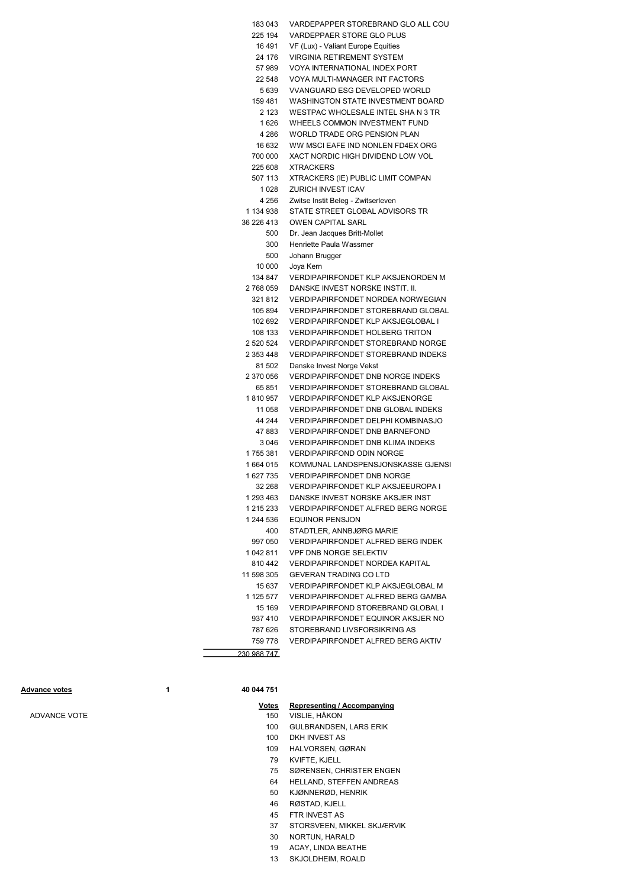| | |
|---|---|
| 183 043 | VARDEPAPPER STOREBRAND GLO ALL COU |
| 225 194 | VARDEPPAER STORE GLO PLUS |
| 16 491 | VF (Lux) - Valiant Europe Equities |
| 24 176 | VIRGINIA RETIREMENT SYSTEM |
| 57 989 | VOYA INTERNATIONAL INDEX PORT |
| 22 548 | VOYA MULTI-MANAGER INT FACTORS |
| 5 639 | VVANGUARD ESG DEVELOPED WORLD |
| 159 481 | WASHINGTON STATE INVESTMENT BOARD |
| 2 123 | WESTPAC WHOLESALE INTEL SHA N 3 TR |
| 1 626 | WHEELS COMMON INVESTMENT FUND |
| 4 286 | WORLD TRADE ORG PENSION PLAN |
| 16 632 | WW MSCI EAFE IND NONLEN FD4EX ORG |
| 700 000 | XACT NORDIC HIGH DIVIDEND LOW VOL |
| 225 608 | XTRACKERS |
| 507 113 | XTRACKERS (IE) PUBLIC LIMIT COMPAN |
| 1 028 | ZURICH INVEST ICAV |
| 4 256 | Zwitse Instit Beleg - Zwitserleven |
| 1 134 938 | STATE STREET GLOBAL ADVISORS TR |
| 36 226 413 | OWEN CAPITAL SARL |
| 500 | Dr. Jean Jacques Britt-Mollet |
| 300 | Henriette Paula Wassmer |
| 500 | Johann Brugger |
| 10 000 | Joya Kern |
| 134 847 | VERDIPAPIRFONDET KLP AKSJENORDEN M |
| 2 768 059 | DANSKE INVEST NORSKE INSTIT. II. |
| 321 812 | VERDIPAPIRFONDET NORDEA NORWEGIAN |
| 105 894 | VERDIPAPIRFONDET STOREBRAND GLOBAL |
| 102 692 | VERDIPAPIRFONDET KLP AKSJEGLOBAL I |
| 108 133 | VERDIPAPIRFONDET HOLBERG TRITON |
| 2 520 524 | VERDIPAPIRFONDET STOREBRAND NORGE |
| 2 353 448 | VERDIPAPIRFONDET STOREBRAND INDEKS |
| 81 502 | Danske Invest Norge Vekst |
| 2 370 056 | VERDIPAPIRFONDET DNB NORGE INDEKS |
| 65 851 | VERDIPAPIRFONDET STOREBRAND GLOBAL |
| 1 810 957 | VERDIPAPIRFONDET KLP AKSJENORGE |
| 11 058 | VERDIPAPIRFONDET DNB GLOBAL INDEKS |
| 44 244 | VERDIPAPIRFONDET DELPHI KOMBINASJO |
| 47 883 | VERDIPAPIRFONDET DNB BARNEFOND |
| 3 046 | VERDIPAPIRFONDET DNB KLIMA INDEKS |
| 1 755 381 | VERDIPAPIRFOND ODIN NORGE |
| 1 664 015 | KOMMUNAL LANDSPENSJONSKASSE GJENSI |
| 1 627 735 | VERDIPAPIRFONDET DNB NORGE |
| 32 268 | VERDIPAPIRFONDET KLP AKSJEEUROPA I |
| 1 293 463 | DANSKE INVEST NORSKE AKSJER INST |
| 1 215 233 | VERDIPAPIRFONDET ALFRED BERG NORGE |
| 1 244 536 | EQUINOR PENSJON |
| 400 | STADTLER, ANNBJØRG MARIE |
| 997 050 | VERDIPAPIRFONDET ALFRED BERG INDEK |
| 1 042 811 | VPF DNB NORGE SELEKTIV |
| 810 442 | VERDIPAPIRFONDET NORDEA KAPITAL |
| 11 598 305 | GEVERAN TRADING CO LTD |
| 15 637 | VERDIPAPIRFONDET KLP AKSJEGLOBAL M |
| 1 125 577 | VERDIPAPIRFONDET ALFRED BERG GAMBA |
| 15 169 | VERDIPAPIRFOND STOREBRAND GLOBAL I |
| 937 410 | VERDIPAPIRFONDET EQUINOR AKSJER NO |
| 787 626 | STOREBRAND LIVSFORSIKRING AS |
| 759 778 | VERDIPAPIRFONDET ALFRED BERG AKTIV |
| 230 988 747 | |

**Advance votes** 1 **40 044 751**

| | Votes | Representing / Accompanying |
|---|---|---|
| ADVANCE VOTE | 150 | VISLIE, HÅKON |
| | 100 | GULBRANDSEN, LARS ERIK |
| | 100 | DKH INVEST AS |
| | 109 | HALVORSEN, GØRAN |
| | 79 | KVIFTE, KJELL |
| | 75 | SØRENSEN, CHRISTER ENGEN |
| | 64 | HELLAND, STEFFEN ANDREAS |
| | 50 | KJØNNERØD, HENRIK |
| | 46 | RØSTAD, KJELL |
| | 45 | FTR INVEST AS |
| | 37 | STORSVEEN, MIKKEL SKJÆRVIK |
| | 30 | NORTUN, HARALD |
| | 19 | ACAY, LINDA BEATHE |
| | 13 | SKJOLDHEIM, ROALD |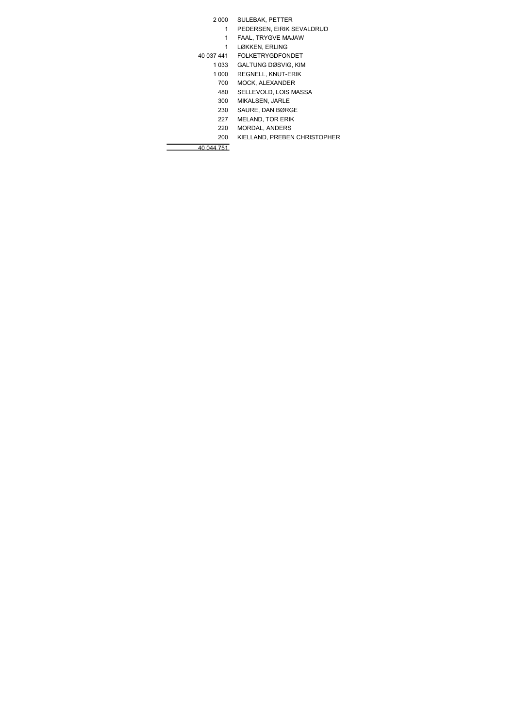| | |
|---|---|
| 2 000 | SULEBAK, PETTER |
| 1 | PEDERSEN, EIRIK SEVALDRUD |
| 1 | FAAL, TRYGVE MAJAW |
| 1 | LØKKEN, ERLING |
| 40 037 441 | FOLKETRYGDFONDET |
| 1 033 | GALTUNG DØSVIG, KIM |
| 1 000 | REGNELL, KNUT-ERIK |
| 700 | MOCK, ALEXANDER |
| 480 | SELLEVOLD, LOIS MASSA |
| 300 | MIKALSEN, JARLE |
| 230 | SAURE, DAN BØRGE |
| 227 | MELAND, TOR ERIK |
| 220 | MORDAL, ANDERS |
| 200 | KIELLAND, PREBEN CHRISTOPHER |
| 40 044 751 | |